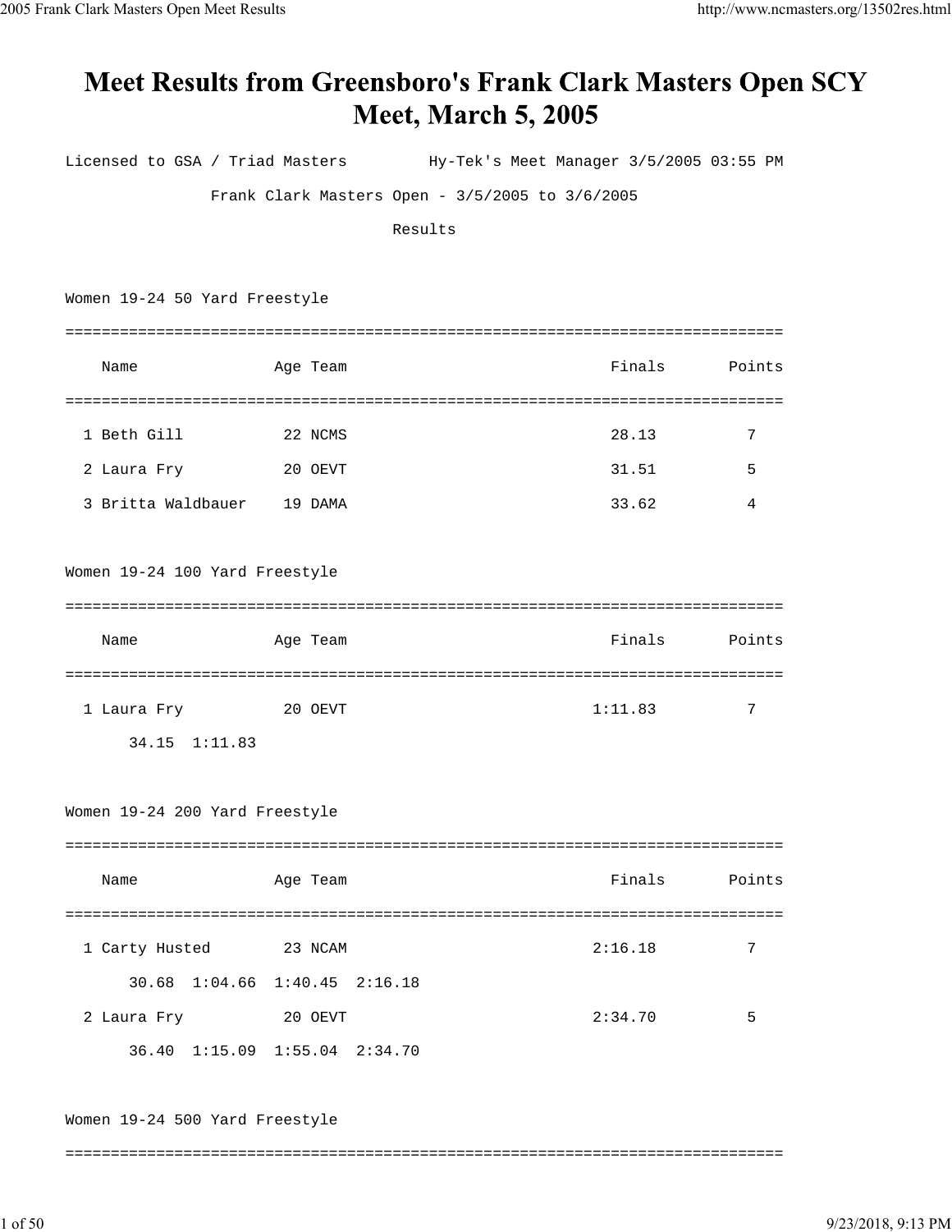# Meet Results from Greensboro's Frank Clark Masters Open SCY Meet, March 5, 2005

Licensed to GSA / Triad Masters Hy-Tek's Meet Manager 3/5/2005 03:55 PM

Frank Clark Masters Open - 3/5/2005 to 3/6/2005

Results

### Women 19-24 50 Yard Freestyle

| | Name | Age | Team | Finals | Points |
|---|---|---|---|---|---|
| 1 | Beth Gill | 22 | NCMS | 28.13 | 7 |
| 2 | Laura Fry | 20 | OEVT | 31.51 | 5 |
| 3 | Britta Waldbauer | 19 | DAMA | 33.62 | 4 |

### Women 19-24 100 Yard Freestyle

| | Name | Age | Team | Finals | Points |
|---|---|---|---|---|---|
| 1 | Laura Fry | 20 | OEVT | 1:11.83 | 7 |
| | 34.15 1:11.83 | | | | |

### Women 19-24 200 Yard Freestyle

| | Name | Age | Team | Finals | Points |
|---|---|---|---|---|---|
| 1 | Carty Husted | 23 | NCAM | 2:16.18 | 7 |
| | 30.68 1:04.66 1:40.45 2:16.18 | | | | |
| 2 | Laura Fry | 20 | OEVT | 2:34.70 | 5 |
| | 36.40 1:15.09 1:55.04 2:34.70 | | | | |

### Women 19-24 500 Yard Freestyle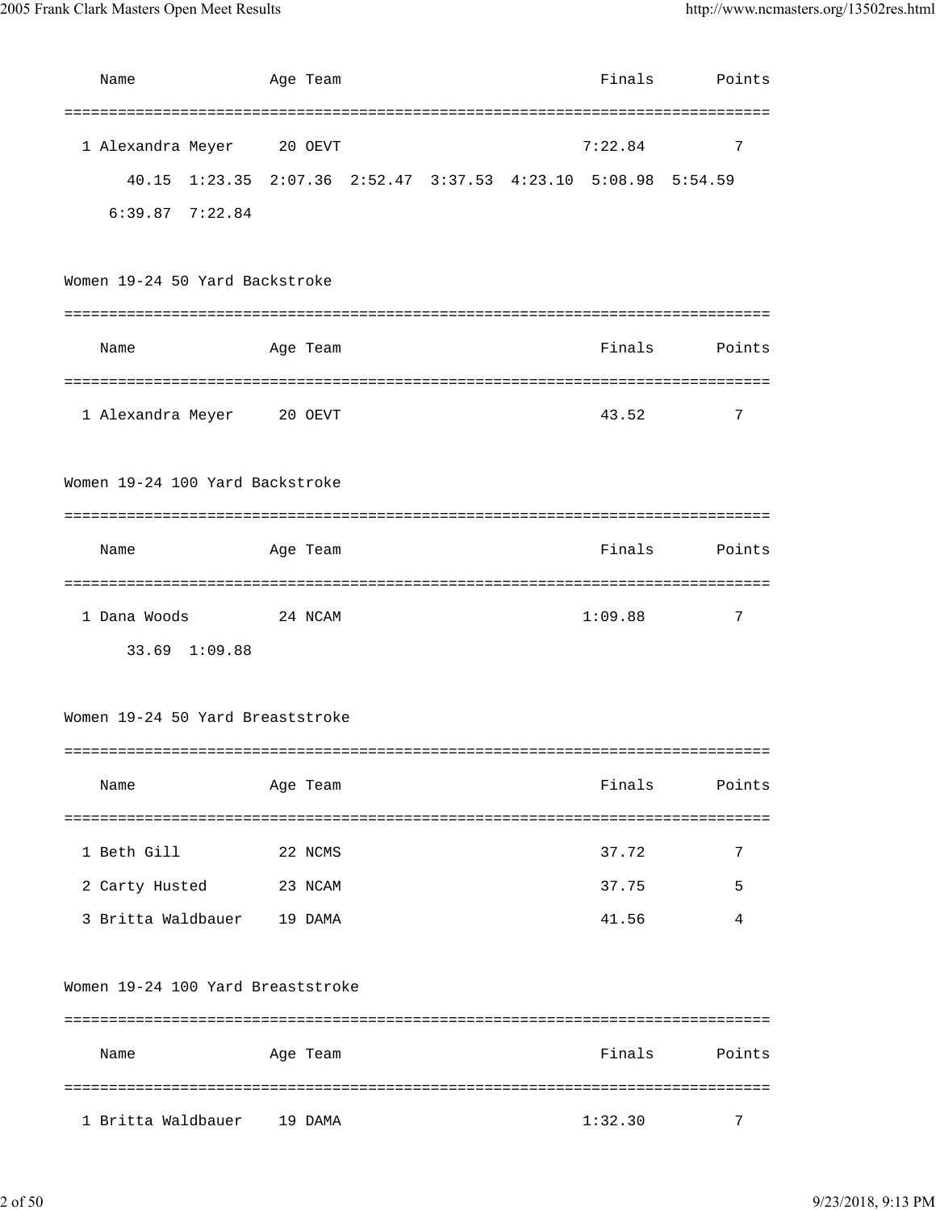| Name | Age | Team | Finals | Points |
|---|---|---|---|---|
| 1 Alexandra Meyer | 20 | OEVT | 7:22.84 | 7 |

40.15 1:23.35 2:07.36 2:52.47 3:37.53 4:23.10 5:08.98 5:54.59 6:39.87 7:22.84

## Women 19-24 50 Yard Backstroke

| Name | Age | Team | Finals | Points |
|---|---|---|---|---|
| 1 Alexandra Meyer | 20 | OEVT | 43.52 | 7 |

## Women 19-24 100 Yard Backstroke

| Name | Age | Team | Finals | Points |
|---|---|---|---|---|
| 1 Dana Woods | 24 | NCAM | 1:09.88 | 7 |

33.69 1:09.88

## Women 19-24 50 Yard Breaststroke

| Name | Age | Team | Finals | Points |
|---|---|---|---|---|
| 1 Beth Gill | 22 | NCMS | 37.72 | 7 |
| 2 Carty Husted | 23 | NCAM | 37.75 | 5 |
| 3 Britta Waldbauer | 19 | DAMA | 41.56 | 4 |

## Women 19-24 100 Yard Breaststroke

| Name | Age | Team | Finals | Points |
|---|---|---|---|---|
| 1 Britta Waldbauer | 19 | DAMA | 1:32.30 | 7 |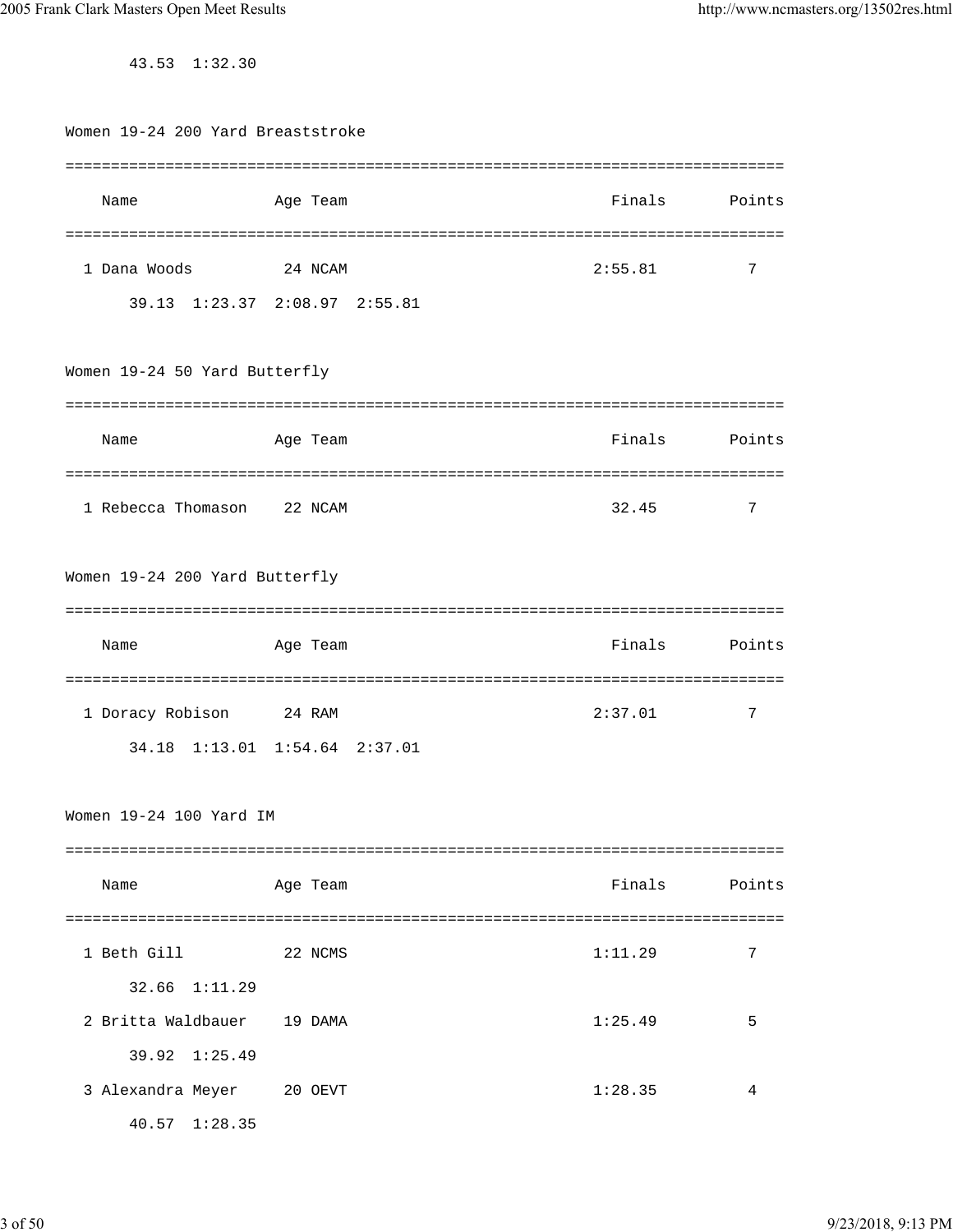43.53  1:32.30

### Women 19-24 200 Yard Breaststroke

| | Name | Age | Team | Finals | Points |
|---|---|---|---|---|---|
| 1 | Dana Woods | 24 | NCAM | 2:55.81 | 7 |
| | 39.13  1:23.37  2:08.97  2:55.81 | | | | |

### Women 19-24 50 Yard Butterfly

| | Name | Age | Team | Finals | Points |
|---|---|---|---|---|---|
| 1 | Rebecca Thomason | 22 | NCAM | 32.45 | 7 |

### Women 19-24 200 Yard Butterfly

| | Name | Age | Team | Finals | Points |
|---|---|---|---|---|---|
| 1 | Doracy Robison | 24 | RAM | 2:37.01 | 7 |
| | 34.18  1:13.01  1:54.64  2:37.01 | | | | |

### Women 19-24 100 Yard IM

| | Name | Age | Team | Finals | Points |
|---|---|---|---|---|---|
| 1 | Beth Gill | 22 | NCMS | 1:11.29 | 7 |
| | 32.66  1:11.29 | | | | |
| 2 | Britta Waldbauer | 19 | DAMA | 1:25.49 | 5 |
| | 39.92  1:25.49 | | | | |
| 3 | Alexandra Meyer | 20 | OEVT | 1:28.35 | 4 |
| | 40.57  1:28.35 | | | | |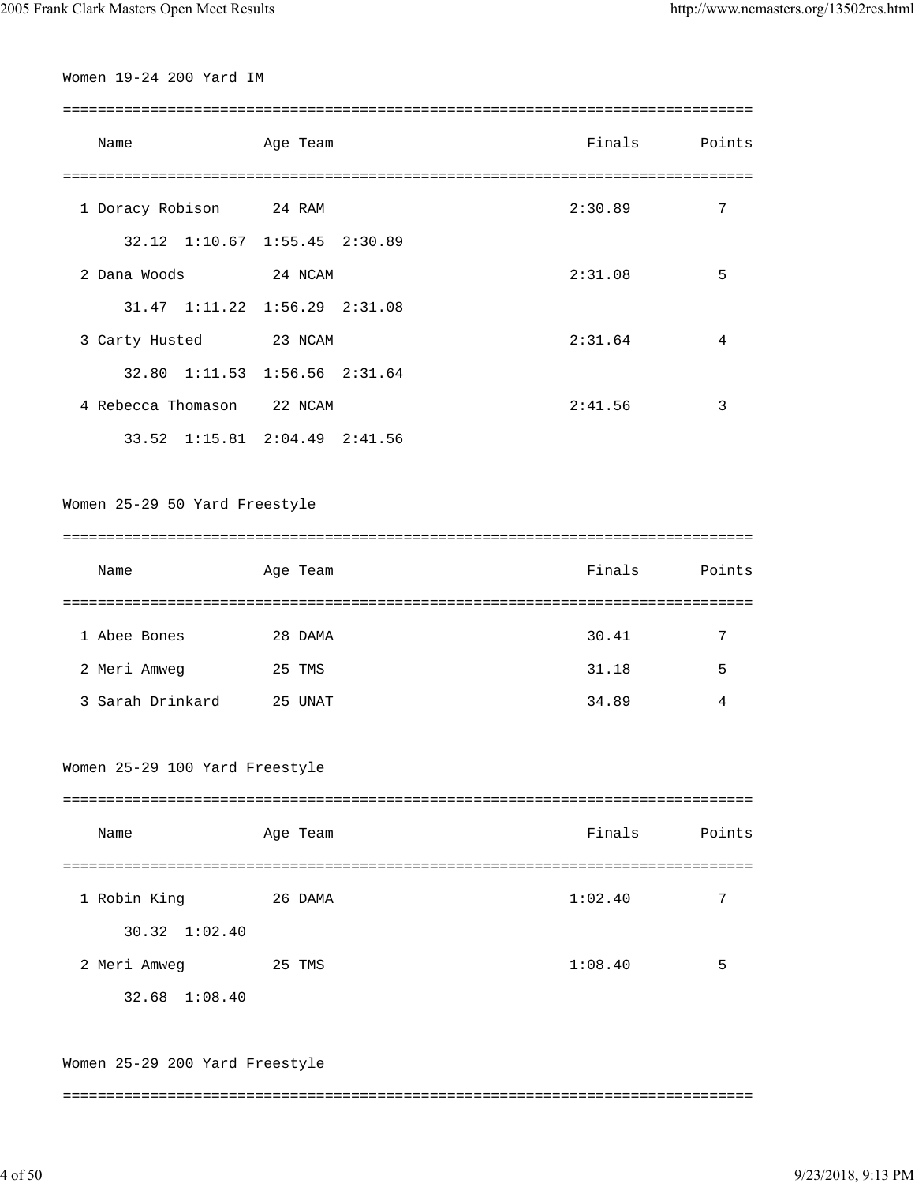## Women 19-24 200 Yard IM

| | Name | Age | Team | Finals | Points |
|---|---|---|---|---|---|
| 1 | Doracy Robison | 24 | RAM | 2:30.89 | 7 |
| | 32.12 1:10.67 1:55.45 2:30.89 | | | | |
| 2 | Dana Woods | 24 | NCAM | 2:31.08 | 5 |
| | 31.47 1:11.22 1:56.29 2:31.08 | | | | |
| 3 | Carty Husted | 23 | NCAM | 2:31.64 | 4 |
| | 32.80 1:11.53 1:56.56 2:31.64 | | | | |
| 4 | Rebecca Thomason | 22 | NCAM | 2:41.56 | 3 |
| | 33.52 1:15.81 2:04.49 2:41.56 | | | | |

## Women 25-29 50 Yard Freestyle

| | Name | Age | Team | Finals | Points |
|---|---|---|---|---|---|
| 1 | Abee Bones | 28 | DAMA | 30.41 | 7 |
| 2 | Meri Amweg | 25 | TMS | 31.18 | 5 |
| 3 | Sarah Drinkard | 25 | UNAT | 34.89 | 4 |

## Women 25-29 100 Yard Freestyle

| | Name | Age | Team | Finals | Points |
|---|---|---|---|---|---|
| 1 | Robin King | 26 | DAMA | 1:02.40 | 7 |
| | 30.32 1:02.40 | | | | |
| 2 | Meri Amweg | 25 | TMS | 1:08.40 | 5 |
| | 32.68 1:08.40 | | | | |

## Women 25-29 200 Yard Freestyle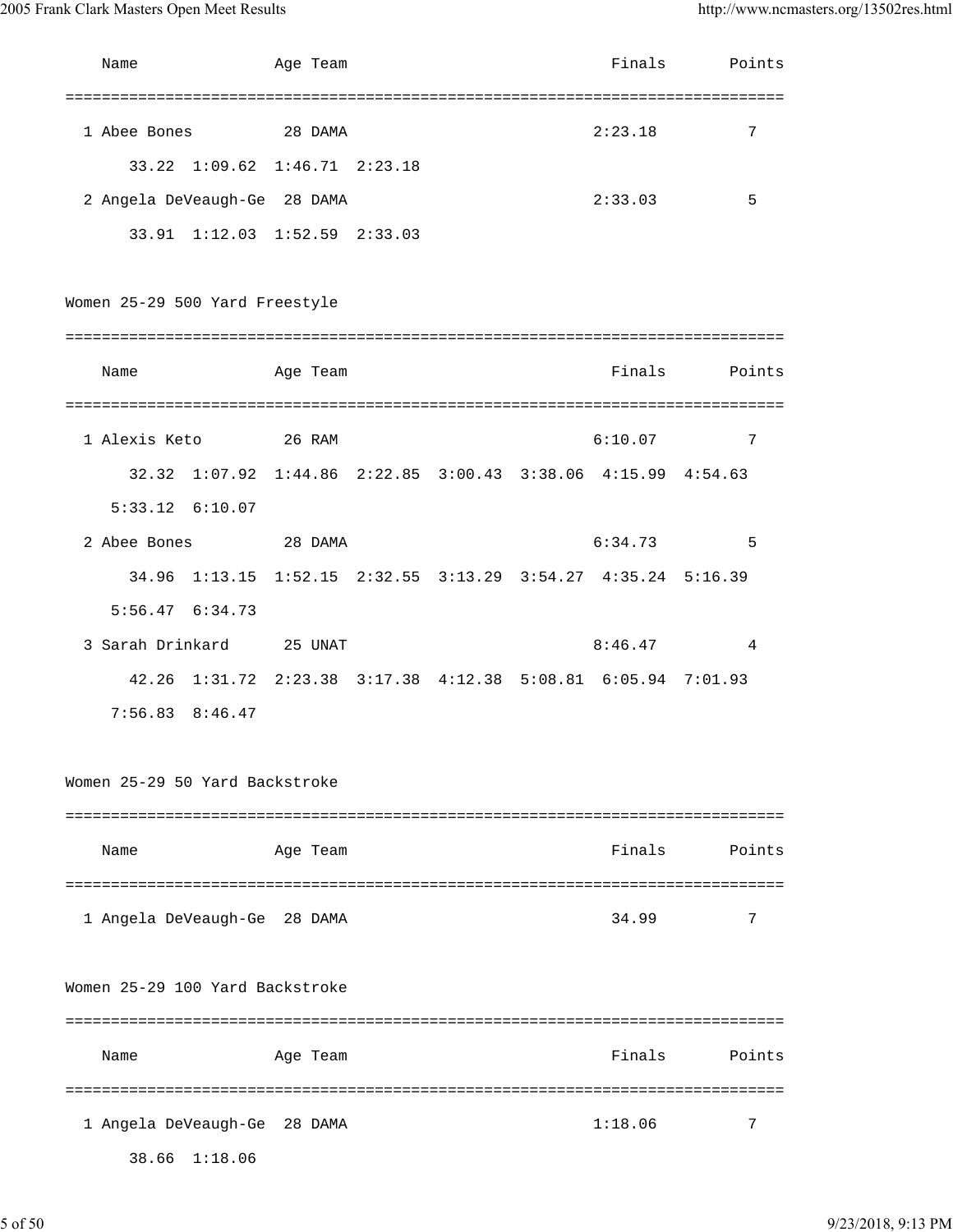```
   Name               Age Team                                Finals       Points
===============================================================================
  1 Abee Bones          28 DAMA                              2:23.18          7
       33.22  1:09.62  1:46.71  2:23.18
  2 Angela DeVeaugh-Ge  28 DAMA                              2:33.03          5
       33.91  1:12.03  1:52.59  2:33.03
```

## Women 25-29 500 Yard Freestyle

```
===============================================================================
   Name               Age Team                                Finals       Points
===============================================================================
  1 Alexis Keto         26 RAM                               6:10.07          7
       32.32  1:07.92  1:44.86  2:22.85  3:00.43  3:38.06  4:15.99  4:54.63
     5:33.12  6:10.07
  2 Abee Bones          28 DAMA                              6:34.73          5
       34.96  1:13.15  1:52.15  2:32.55  3:13.29  3:54.27  4:35.24  5:16.39
     5:56.47  6:34.73
  3 Sarah Drinkard      25 UNAT                              8:46.47          4
       42.26  1:31.72  2:23.38  3:17.38  4:12.38  5:08.81  6:05.94  7:01.93
     7:56.83  8:46.47
```

## Women 25-29 50 Yard Backstroke

```
===============================================================================
   Name               Age Team                                Finals       Points
===============================================================================
  1 Angela DeVeaugh-Ge  28 DAMA                                34.99          7
```

## Women 25-29 100 Yard Backstroke

```
===============================================================================
   Name               Age Team                                Finals       Points
===============================================================================
  1 Angela DeVeaugh-Ge  28 DAMA                              1:18.06          7
       38.66  1:18.06
```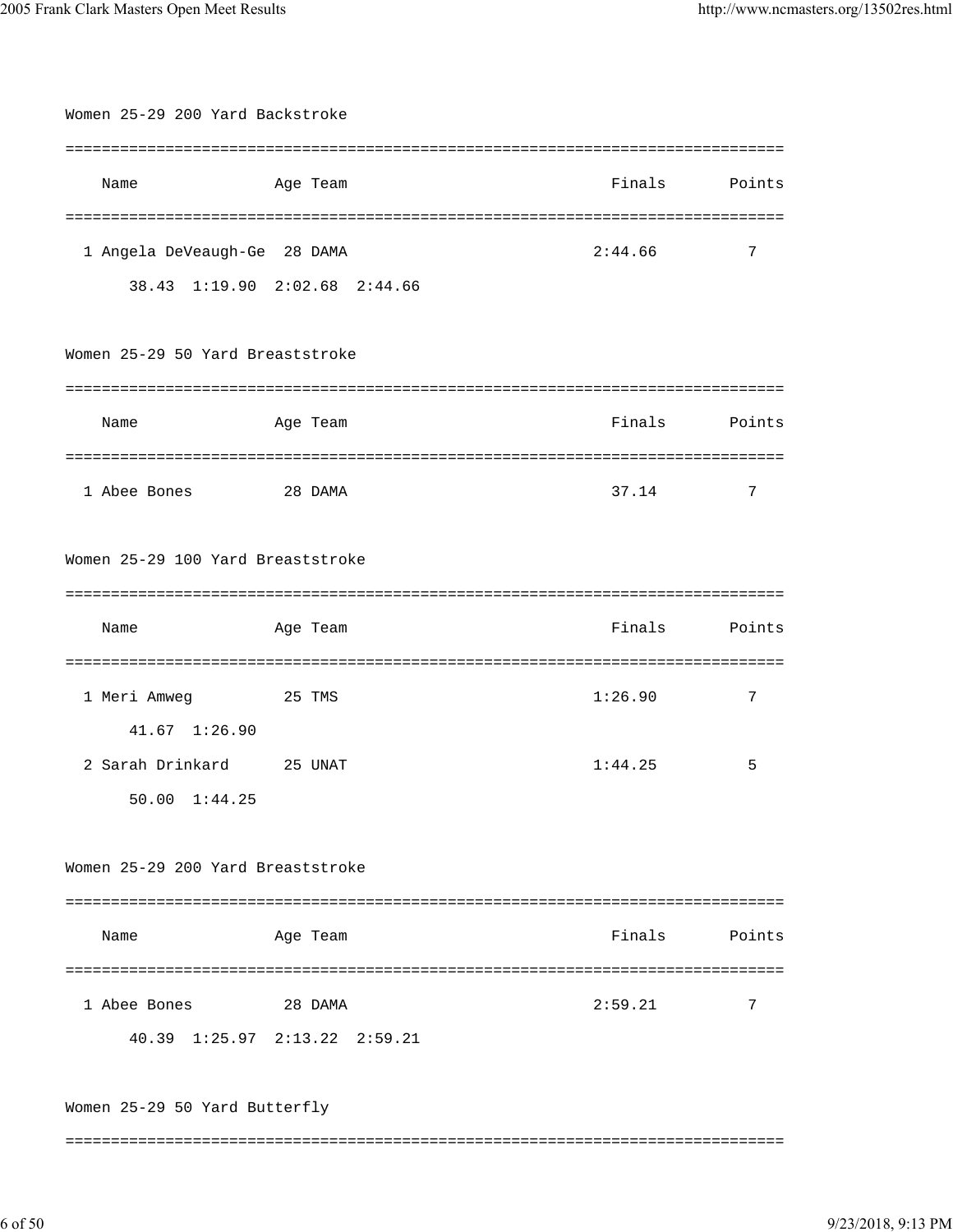## Women 25-29 200 Yard Backstroke

| Place | Name | Age | Team | Finals | Points |
|---|---|---|---|---|---|
| 1 | Angela DeVeaugh-Ge | 28 | DAMA | 2:44.66 | 7 |

Splits: 38.43 1:19.90 2:02.68 2:44.66

## Women 25-29 50 Yard Breaststroke

| Place | Name | Age | Team | Finals | Points |
|---|---|---|---|---|---|
| 1 | Abee Bones | 28 | DAMA | 37.14 | 7 |

## Women 25-29 100 Yard Breaststroke

| Place | Name | Age | Team | Finals | Points |
|---|---|---|---|---|---|
| 1 | Meri Amweg | 25 | TMS | 1:26.90 | 7 |
| | 41.67 1:26.90 | | | | |
| 2 | Sarah Drinkard | 25 | UNAT | 1:44.25 | 5 |
| | 50.00 1:44.25 | | | | |

## Women 25-29 200 Yard Breaststroke

| Place | Name | Age | Team | Finals | Points |
|---|---|---|---|---|---|
| 1 | Abee Bones | 28 | DAMA | 2:59.21 | 7 |

Splits: 40.39 1:25.97 2:13.22 2:59.21

## Women 25-29 50 Yard Butterfly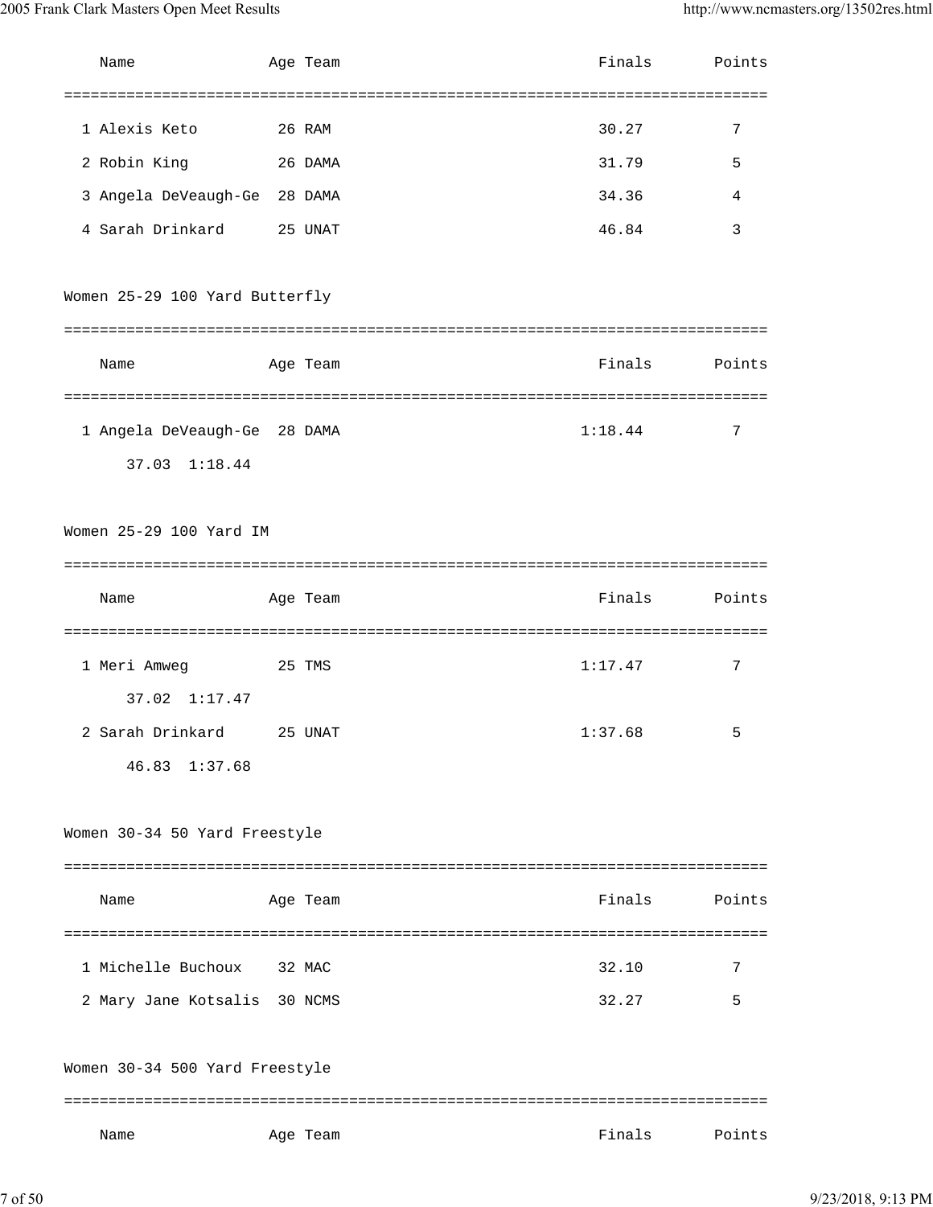| | Name | Age | Team | Finals | Points |
|---|---|---|---|---|---|
| 1 | Alexis Keto | 26 | RAM | 30.27 | 7 |
| 2 | Robin King | 26 | DAMA | 31.79 | 5 |
| 3 | Angela DeVeaugh-Ge | 28 | DAMA | 34.36 | 4 |
| 4 | Sarah Drinkard | 25 | UNAT | 46.84 | 3 |

## Women 25-29 100 Yard Butterfly

| | Name | Age | Team | Finals | Points |
|---|---|---|---|---|---|
| 1 | Angela DeVeaugh-Ge | 28 | DAMA | 1:18.44 | 7 |
| | 37.03 1:18.44 | | | | |

## Women 25-29 100 Yard IM

| | Name | Age | Team | Finals | Points |
|---|---|---|---|---|---|
| 1 | Meri Amweg | 25 | TMS | 1:17.47 | 7 |
| | 37.02 1:17.47 | | | | |
| 2 | Sarah Drinkard | 25 | UNAT | 1:37.68 | 5 |
| | 46.83 1:37.68 | | | | |

## Women 30-34 50 Yard Freestyle

| | Name | Age | Team | Finals | Points |
|---|---|---|---|---|---|
| 1 | Michelle Buchoux | 32 | MAC | 32.10 | 7 |
| 2 | Mary Jane Kotsalis | 30 | NCMS | 32.27 | 5 |

## Women 30-34 500 Yard Freestyle

| | Name | Age | Team | Finals | Points |
|---|---|---|---|---|---|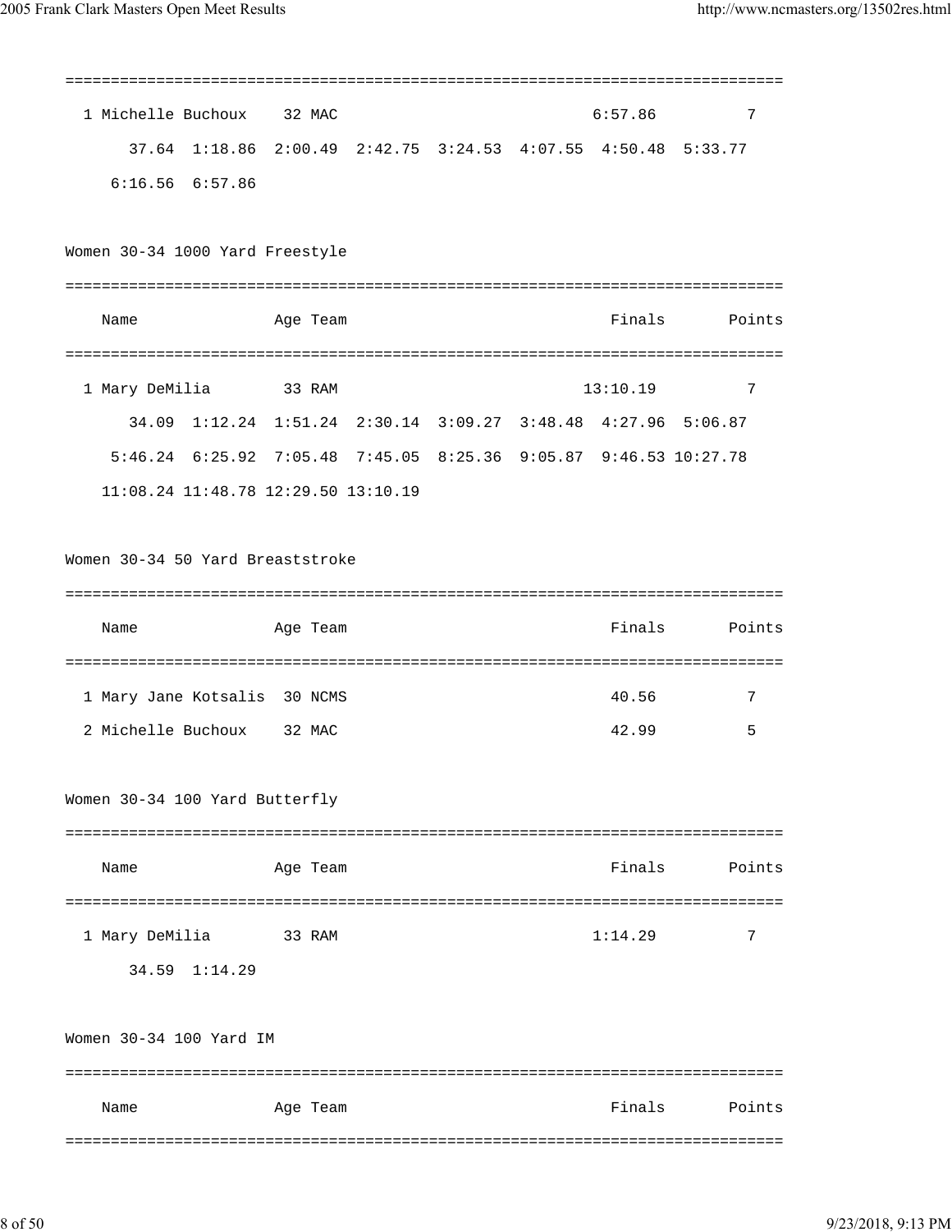```
===============================================================================
  1 Michelle Buchoux    32 MAC                           6:57.86          7
       37.64  1:18.86  2:00.49  2:42.75  3:24.53  4:07.55  4:50.48  5:33.77
     6:16.56  6:57.86
```

### Women 30-34 1000 Yard Freestyle

```
===============================================================================
    Name               Age Team                            Finals       Points
===============================================================================
  1 Mary DeMilia        33 RAM                          13:10.19          7
       34.09  1:12.24  1:51.24  2:30.14  3:09.27  3:48.48  4:27.96  5:06.87
     5:46.24  6:25.92  7:05.48  7:45.05  8:25.36  9:05.87  9:46.53 10:27.78
    11:08.24 11:48.78 12:29.50 13:10.19
```

### Women 30-34 50 Yard Breaststroke

```
===============================================================================
    Name               Age Team                            Finals       Points
===============================================================================
  1 Mary Jane Kotsalis  30 NCMS                            40.56          7
  2 Michelle Buchoux    32 MAC                             42.99          5
```

### Women 30-34 100 Yard Butterfly

```
===============================================================================
    Name               Age Team                            Finals       Points
===============================================================================
  1 Mary DeMilia        33 RAM                           1:14.29          7
       34.59  1:14.29
```

### Women 30-34 100 Yard IM

```
===============================================================================
    Name               Age Team                            Finals       Points
===============================================================================
```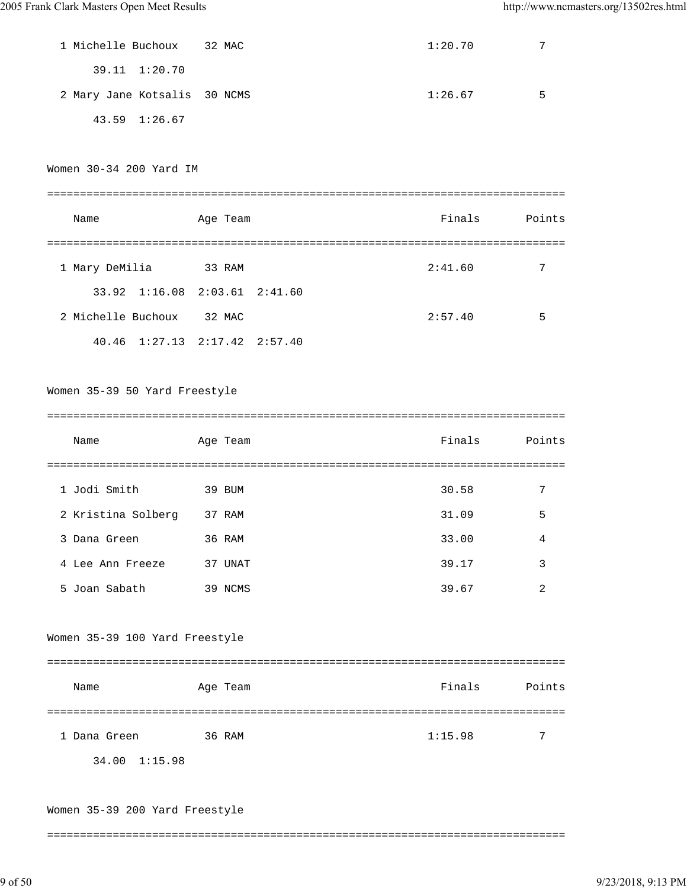```
  1 Michelle Buchoux    32 MAC                               1:20.70          7
       39.11  1:20.70
  2 Mary Jane Kotsalis  30 NCMS                              1:26.67          5
       43.59  1:26.67
```

Women 30-34 200 Yard IM

```
===============================================================================
    Name               Age Team                               Finals      Points
===============================================================================
  1 Mary DeMilia        33 RAM                               2:41.60          7
       33.92  1:16.08  2:03.61  2:41.60
  2 Michelle Buchoux    32 MAC                               2:57.40          5
       40.46  1:27.13  2:17.42  2:57.40
```

Women 35-39 50 Yard Freestyle

```
===============================================================================
    Name               Age Team                               Finals      Points
===============================================================================
  1 Jodi Smith          39 BUM                                 30.58          7
  2 Kristina Solberg    37 RAM                                 31.09          5
  3 Dana Green          36 RAM                                 33.00          4
  4 Lee Ann Freeze      37 UNAT                                39.17          3
  5 Joan Sabath         39 NCMS                                39.67          2
```

Women 35-39 100 Yard Freestyle

```
===============================================================================
    Name               Age Team                               Finals      Points
===============================================================================
  1 Dana Green          36 RAM                               1:15.98          7
       34.00  1:15.98
```

Women 35-39 200 Yard Freestyle

```
===============================================================================
```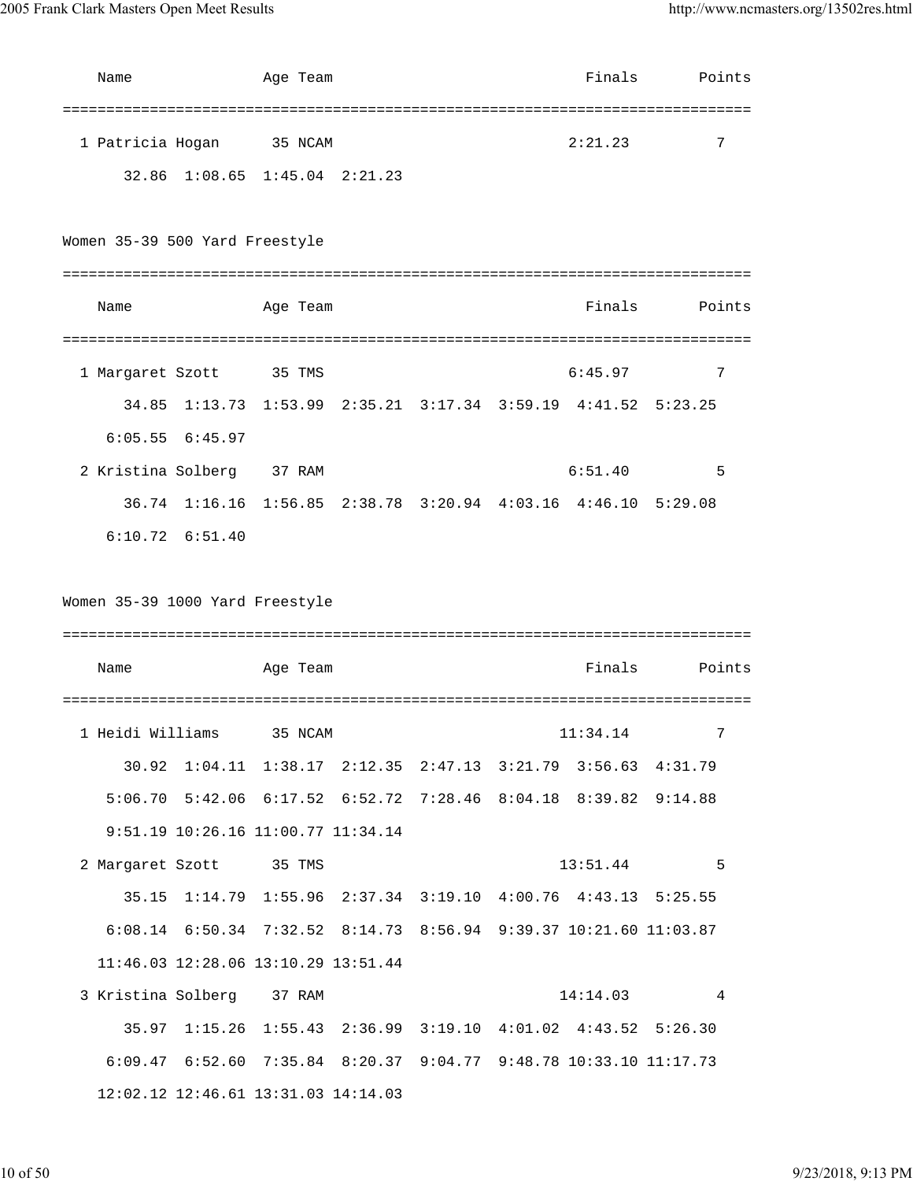```
    Name                Age Team                                Finals       Points
===============================================================================
  1 Patricia Hogan      35 NCAM                               2:21.23          7
       32.86  1:08.65  1:45.04  2:21.23
```

## Women 35-39 500 Yard Freestyle

```
===============================================================================
    Name                Age Team                                Finals       Points
===============================================================================
  1 Margaret Szott      35 TMS                                6:45.97          7
       34.85  1:13.73  1:53.99  2:35.21  3:17.34  3:59.19  4:41.52  5:23.25
     6:05.55  6:45.97
  2 Kristina Solberg    37 RAM                                6:51.40          5
       36.74  1:16.16  1:56.85  2:38.78  3:20.94  4:03.16  4:46.10  5:29.08
     6:10.72  6:51.40
```

## Women 35-39 1000 Yard Freestyle

```
===============================================================================
    Name                Age Team                                Finals       Points
===============================================================================
  1 Heidi Williams      35 NCAM                              11:34.14          7
       30.92  1:04.11  1:38.17  2:12.35  2:47.13  3:21.79  3:56.63  4:31.79
     5:06.70  5:42.06  6:17.52  6:52.72  7:28.46  8:04.18  8:39.82  9:14.88
     9:51.19 10:26.16 11:00.77 11:34.14
  2 Margaret Szott      35 TMS                               13:51.44          5
       35.15  1:14.79  1:55.96  2:37.34  3:19.10  4:00.76  4:43.13  5:25.55
     6:08.14  6:50.34  7:32.52  8:14.73  8:56.94  9:39.37 10:21.60 11:03.87
    11:46.03 12:28.06 13:10.29 13:51.44
  3 Kristina Solberg    37 RAM                               14:14.03          4
       35.97  1:15.26  1:55.43  2:36.99  3:19.10  4:01.02  4:43.52  5:26.30
     6:09.47  6:52.60  7:35.84  8:20.37  9:04.77  9:48.78 10:33.10 11:17.73
    12:02.12 12:46.61 13:31.03 14:14.03
```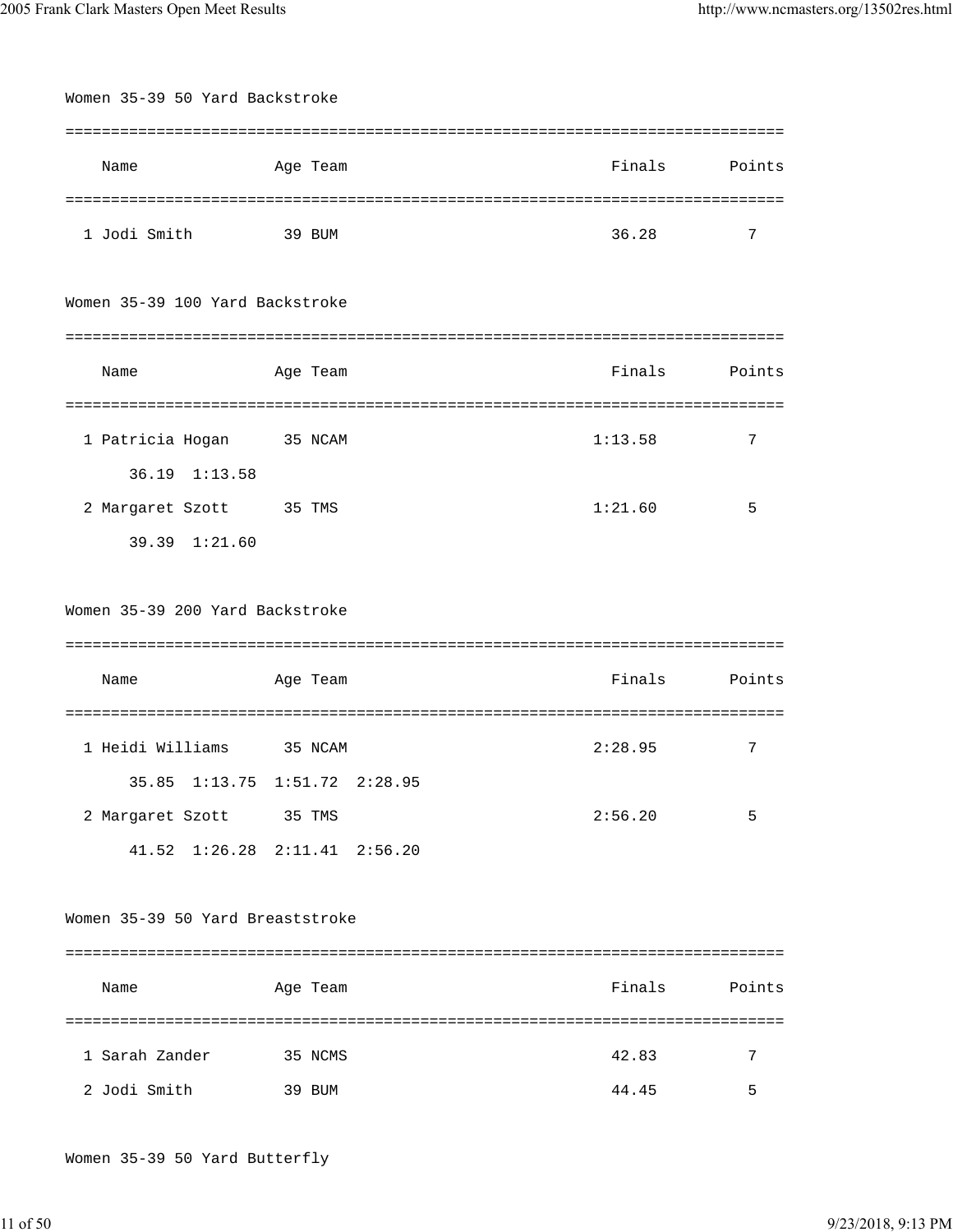## Women 35-39 50 Yard Backstroke

| | Name | Age | Team | Finals | Points |
|---|---|---|---|---|---|
| 1 | Jodi Smith | 39 | BUM | 36.28 | 7 |

## Women 35-39 100 Yard Backstroke

| | Name | Age | Team | Finals | Points |
|---|---|---|---|---|---|
| 1 | Patricia Hogan | 35 | NCAM | 1:13.58 | 7 |
| | 36.19 1:13.58 | | | | |
| 2 | Margaret Szott | 35 | TMS | 1:21.60 | 5 |
| | 39.39 1:21.60 | | | | |

## Women 35-39 200 Yard Backstroke

| | Name | Age | Team | Finals | Points |
|---|---|---|---|---|---|
| 1 | Heidi Williams | 35 | NCAM | 2:28.95 | 7 |
| | 35.85 1:13.75 1:51.72 2:28.95 | | | | |
| 2 | Margaret Szott | 35 | TMS | 2:56.20 | 5 |
| | 41.52 1:26.28 2:11.41 2:56.20 | | | | |

## Women 35-39 50 Yard Breaststroke

| | Name | Age | Team | Finals | Points |
|---|---|---|---|---|---|
| 1 | Sarah Zander | 35 | NCMS | 42.83 | 7 |
| 2 | Jodi Smith | 39 | BUM | 44.45 | 5 |

## Women 35-39 50 Yard Butterfly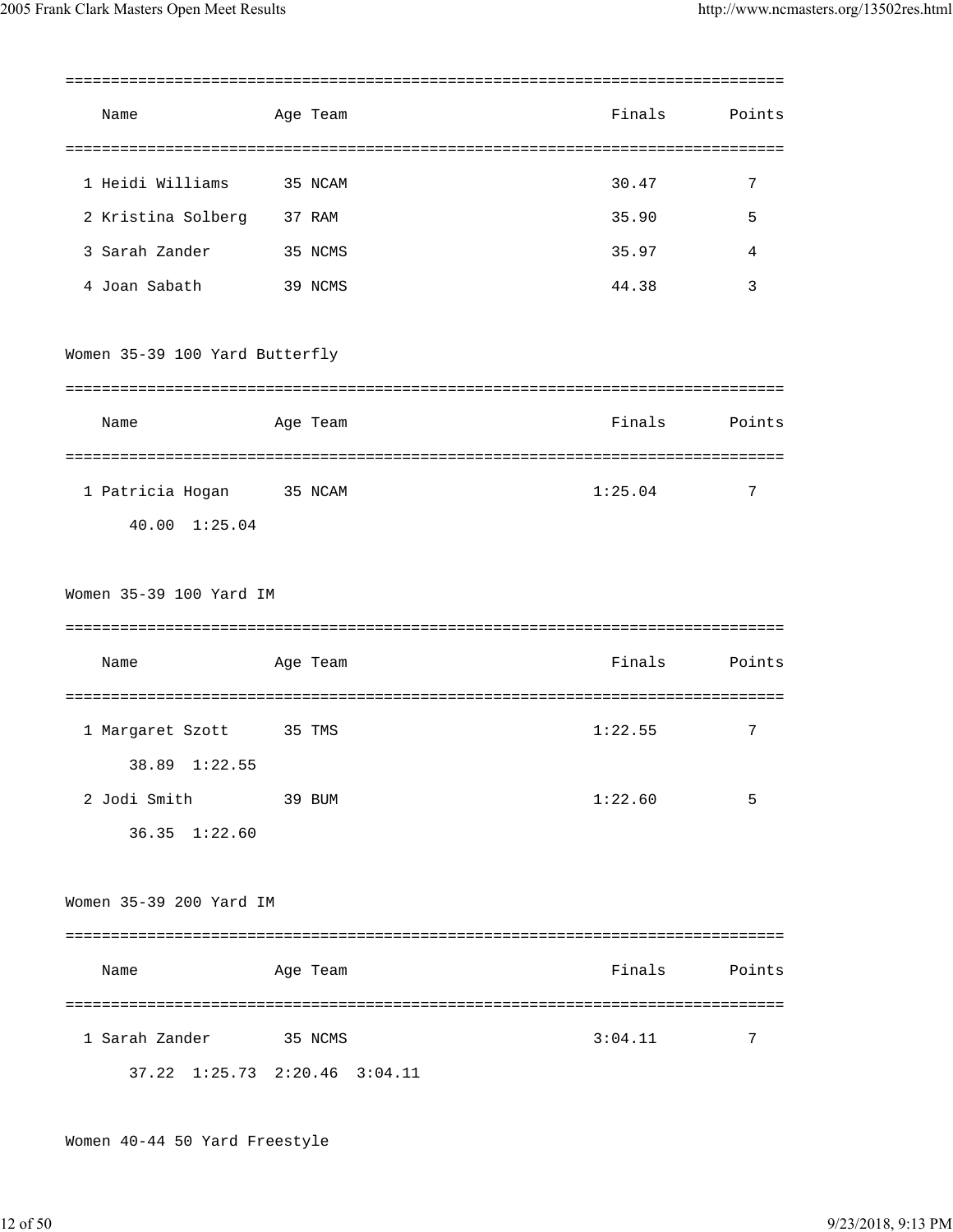| | Name | Age | Team | Finals | Points |
|---|---|---|---|---|---|
| 1 | Heidi Williams | 35 | NCAM | 30.47 | 7 |
| 2 | Kristina Solberg | 37 | RAM | 35.90 | 5 |
| 3 | Sarah Zander | 35 | NCMS | 35.97 | 4 |
| 4 | Joan Sabath | 39 | NCMS | 44.38 | 3 |

### Women 35-39 100 Yard Butterfly

| | Name | Age | Team | Finals | Points |
|---|---|---|---|---|---|
| 1 | Patricia Hogan | 35 | NCAM | 1:25.04 | 7 |
| | 40.00 1:25.04 | | | | |

### Women 35-39 100 Yard IM

| | Name | Age | Team | Finals | Points |
|---|---|---|---|---|---|
| 1 | Margaret Szott | 35 | TMS | 1:22.55 | 7 |
| | 38.89 1:22.55 | | | | |
| 2 | Jodi Smith | 39 | BUM | 1:22.60 | 5 |
| | 36.35 1:22.60 | | | | |

### Women 35-39 200 Yard IM

| | Name | Age | Team | Finals | Points |
|---|---|---|---|---|---|
| 1 | Sarah Zander | 35 | NCMS | 3:04.11 | 7 |
| | 37.22 1:25.73 2:20.46 3:04.11 | | | | |

### Women 40-44 50 Yard Freestyle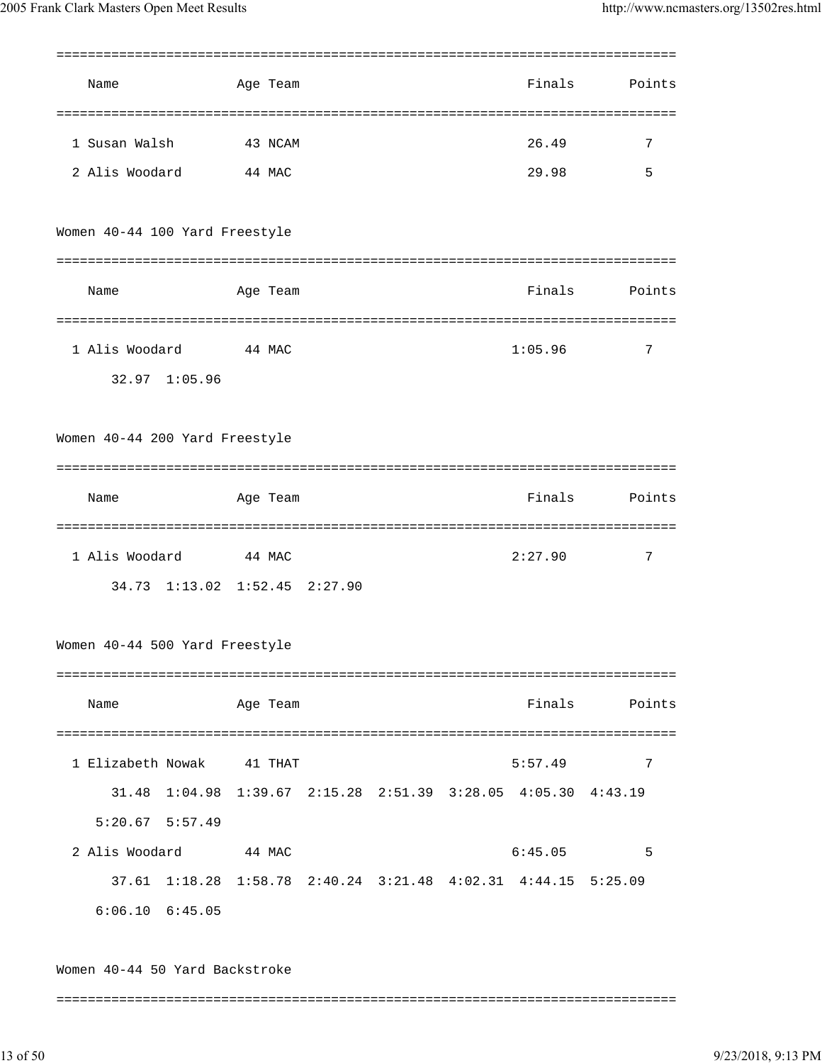| | Name | Age | Team | Finals | Points |
|---|---|---|---|---|---|
| 1 | Susan Walsh | 43 | NCAM | 26.49 | 7 |
| 2 | Alis Woodard | 44 | MAC | 29.98 | 5 |

Women 40-44 100 Yard Freestyle

| | Name | Age | Team | Finals | Points |
|---|---|---|---|---|---|
| 1 | Alis Woodard | 44 | MAC | 1:05.96 | 7 |

32.97 1:05.96

Women 40-44 200 Yard Freestyle

| | Name | Age | Team | Finals | Points |
|---|---|---|---|---|---|
| 1 | Alis Woodard | 44 | MAC | 2:27.90 | 7 |

34.73 1:13.02 1:52.45 2:27.90

Women 40-44 500 Yard Freestyle

| | Name | Age | Team | Finals | Points |
|---|---|---|---|---|---|
| 1 | Elizabeth Nowak | 41 | THAT | 5:57.49 | 7 |
| 2 | Alis Woodard | 44 | MAC | 6:45.05 | 5 |

Elizabeth Nowak splits: 31.48 1:04.98 1:39.67 2:15.28 2:51.39 3:28.05 4:05.30 4:43.19 5:20.67 5:57.49

Alis Woodard splits: 37.61 1:18.28 1:58.78 2:40.24 3:21.48 4:02.31 4:44.15 5:25.09 6:06.10 6:45.05

Women 40-44 50 Yard Backstroke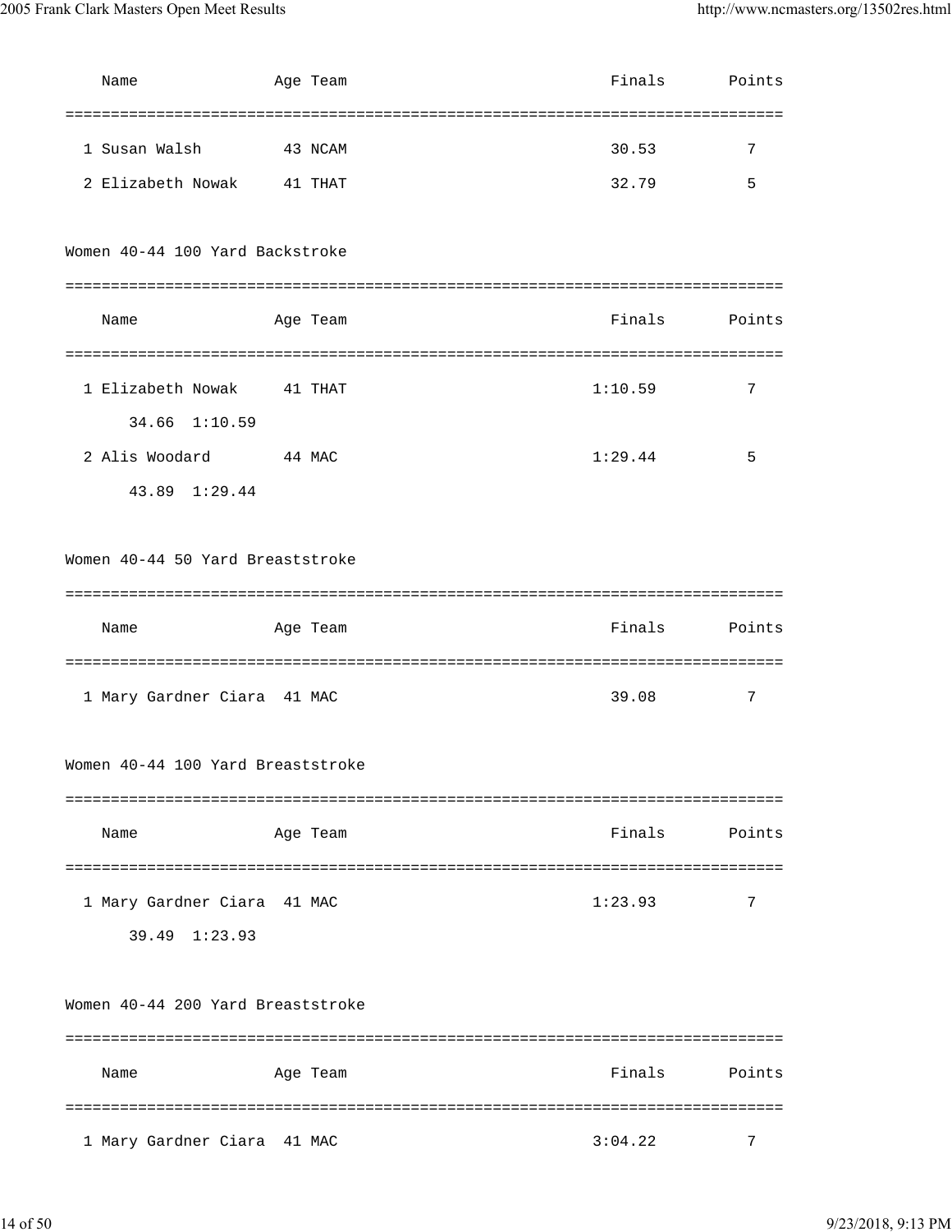| Name | Age | Team | Finals | Points |
|---|---|---|---|---|
| 1 Susan Walsh | 43 | NCAM | 30.53 | 7 |
| 2 Elizabeth Nowak | 41 | THAT | 32.79 | 5 |

### Women 40-44 100 Yard Backstroke

| Name | Age | Team | Finals | Points |
|---|---|---|---|---|
| 1 Elizabeth Nowak | 41 | THAT | 1:10.59 | 7 |
| 34.66  1:10.59 | | | | |
| 2 Alis Woodard | 44 | MAC | 1:29.44 | 5 |
| 43.89  1:29.44 | | | | |

### Women 40-44 50 Yard Breaststroke

| Name | Age | Team | Finals | Points |
|---|---|---|---|---|
| 1 Mary Gardner Ciara | 41 | MAC | 39.08 | 7 |

### Women 40-44 100 Yard Breaststroke

| Name | Age | Team | Finals | Points |
|---|---|---|---|---|
| 1 Mary Gardner Ciara | 41 | MAC | 1:23.93 | 7 |
| 39.49  1:23.93 | | | | |

### Women 40-44 200 Yard Breaststroke

| Name | Age | Team | Finals | Points |
|---|---|---|---|---|
| 1 Mary Gardner Ciara | 41 | MAC | 3:04.22 | 7 |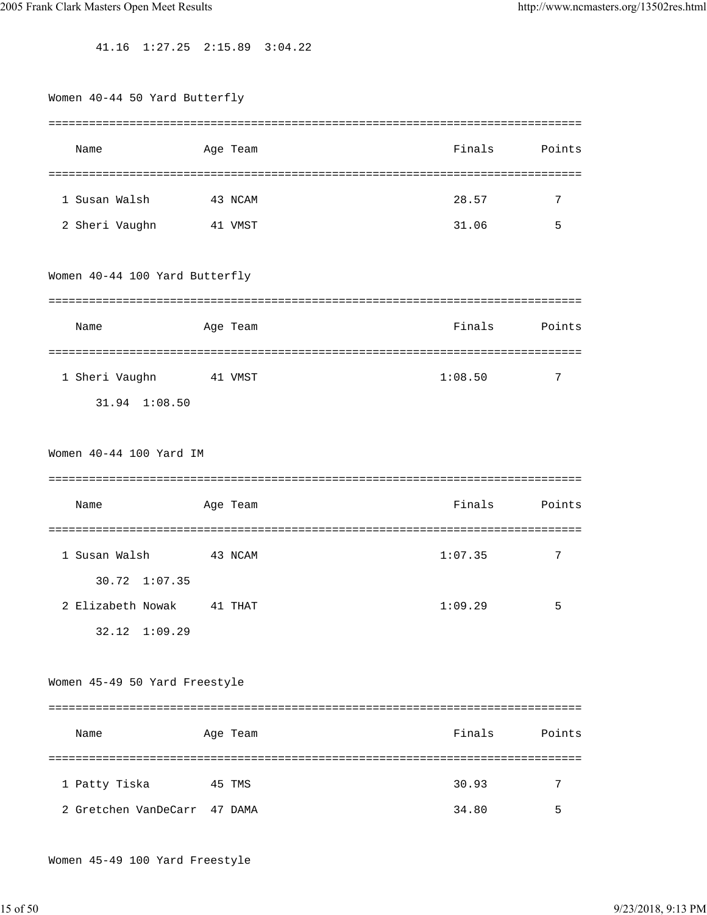41.16  1:27.25  2:15.89  3:04.22

## Women 40-44 50 Yard Butterfly

| | Name | Age | Team | Finals | Points |
|---|---|---|---|---|---|
| 1 | Susan Walsh | 43 | NCAM | 28.57 | 7 |
| 2 | Sheri Vaughn | 41 | VMST | 31.06 | 5 |

## Women 40-44 100 Yard Butterfly

| | Name | Age | Team | Finals | Points |
|---|---|---|---|---|---|
| 1 | Sheri Vaughn | 41 | VMST | 1:08.50 | 7 |
| | 31.94  1:08.50 | | | | |

## Women 40-44 100 Yard IM

| | Name | Age | Team | Finals | Points |
|---|---|---|---|---|---|
| 1 | Susan Walsh | 43 | NCAM | 1:07.35 | 7 |
| | 30.72  1:07.35 | | | | |
| 2 | Elizabeth Nowak | 41 | THAT | 1:09.29 | 5 |
| | 32.12  1:09.29 | | | | |

## Women 45-49 50 Yard Freestyle

| | Name | Age | Team | Finals | Points |
|---|---|---|---|---|---|
| 1 | Patty Tiska | 45 | TMS | 30.93 | 7 |
| 2 | Gretchen VanDeCarr | 47 | DAMA | 34.80 | 5 |

## Women 45-49 100 Yard Freestyle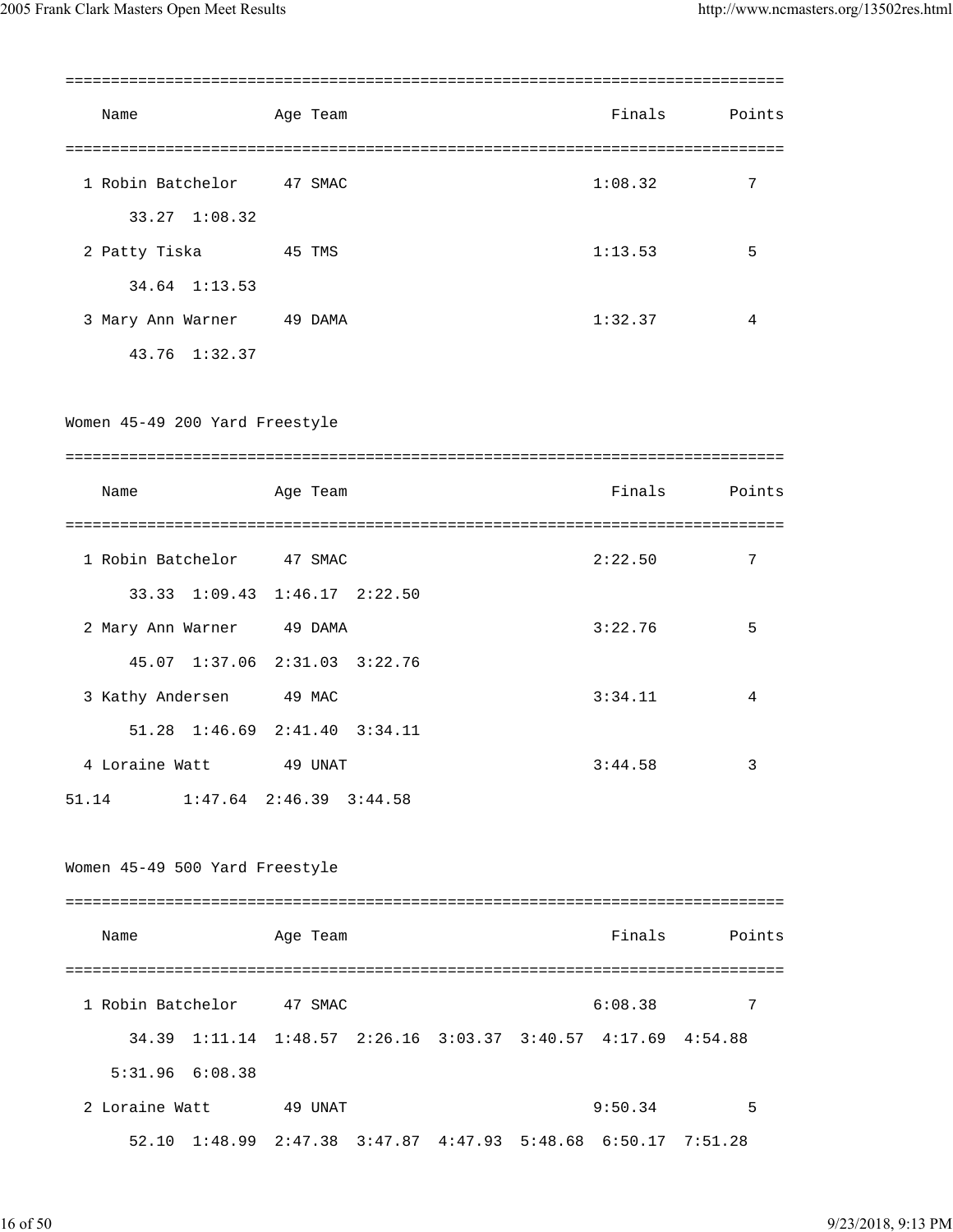```
===============================================================================
    Name                Age Team                              Finals      Points
===============================================================================
  1 Robin Batchelor      47 SMAC                             1:08.32          7
       33.27  1:08.32
  2 Patty Tiska          45 TMS                              1:13.53          5
       34.64  1:13.53
  3 Mary Ann Warner      49 DAMA                             1:32.37          4
       43.76  1:32.37
```

Women 45-49 200 Yard Freestyle

```
===============================================================================
    Name                Age Team                              Finals      Points
===============================================================================
  1 Robin Batchelor      47 SMAC                             2:22.50          7
       33.33  1:09.43  1:46.17  2:22.50
  2 Mary Ann Warner      49 DAMA                             3:22.76          5
       45.07  1:37.06  2:31.03  3:22.76
  3 Kathy Andersen       49 MAC                              3:34.11          4
       51.28  1:46.69  2:41.40  3:34.11
  4 Loraine Watt         49 UNAT                             3:44.58          3
51.14        1:47.64  2:46.39  3:44.58
```

Women 45-49 500 Yard Freestyle

```
===============================================================================
    Name                Age Team                              Finals      Points
===============================================================================
  1 Robin Batchelor      47 SMAC                             6:08.38          7
       34.39  1:11.14  1:48.57  2:26.16  3:03.37  3:40.57  4:17.69  4:54.88
     5:31.96  6:08.38
  2 Loraine Watt         49 UNAT                             9:50.34          5
       52.10  1:48.99  2:47.38  3:47.87  4:47.93  5:48.68  6:50.17  7:51.28
```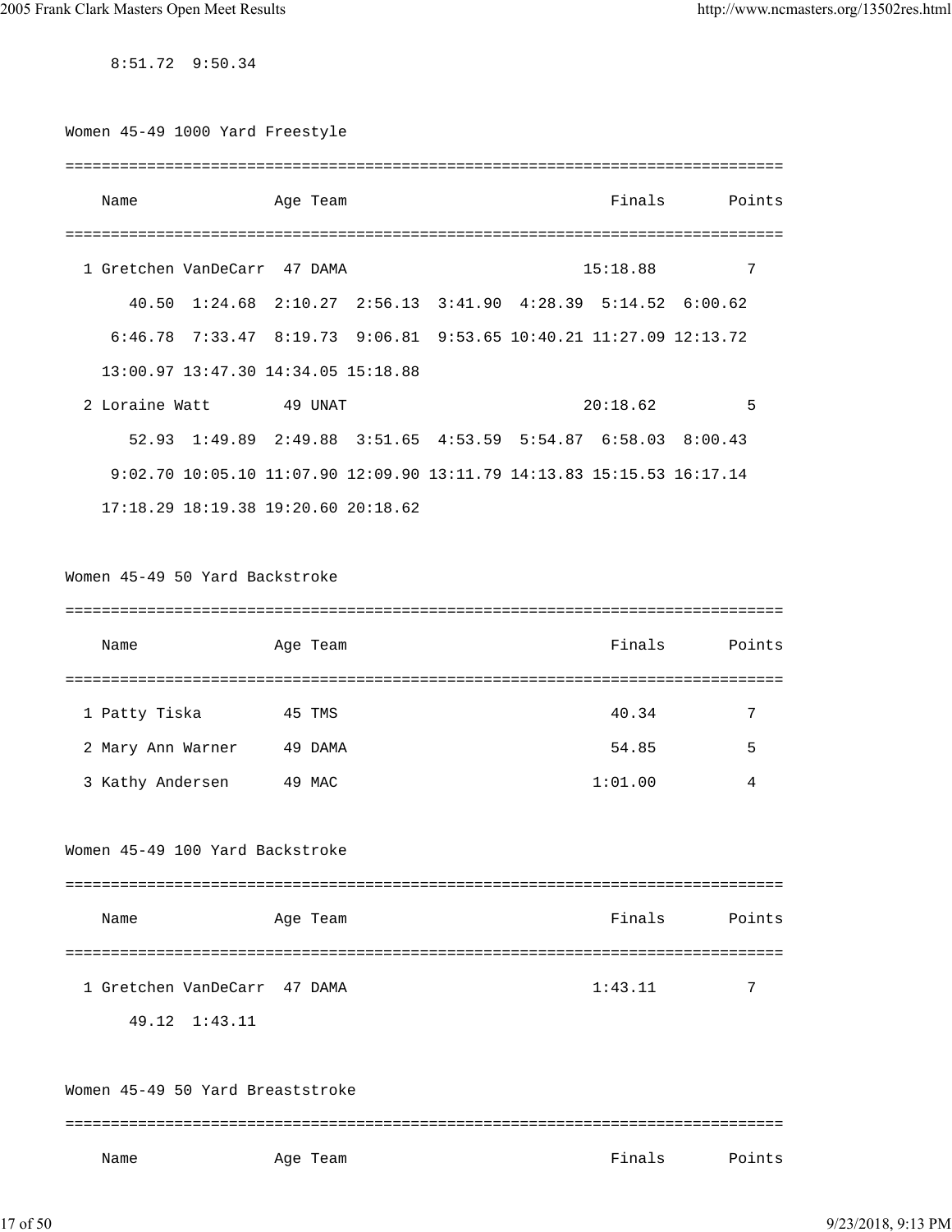8:51.72 9:50.34

## Women 45-49 1000 Yard Freestyle

| | Name | Age | Team | Finals | Points |
|---|---|---|---|---|---|
| 1 | Gretchen VanDeCarr | 47 | DAMA | 15:18.88 | 7 |
| | 40.50 1:24.68 2:10.27 2:56.13 3:41.90 4:28.39 5:14.52 6:00.62 | | | | |
| | 6:46.78 7:33.47 8:19.73 9:06.81 9:53.65 10:40.21 11:27.09 12:13.72 | | | | |
| | 13:00.97 13:47.30 14:34.05 15:18.88 | | | | |
| 2 | Loraine Watt | 49 | UNAT | 20:18.62 | 5 |
| | 52.93 1:49.89 2:49.88 3:51.65 4:53.59 5:54.87 6:58.03 8:00.43 | | | | |
| | 9:02.70 10:05.10 11:07.90 12:09.90 13:11.79 14:13.83 15:15.53 16:17.14 | | | | |
| | 17:18.29 18:19.38 19:20.60 20:18.62 | | | | |

## Women 45-49 50 Yard Backstroke

| | Name | Age | Team | Finals | Points |
|---|---|---|---|---|---|
| 1 | Patty Tiska | 45 | TMS | 40.34 | 7 |
| 2 | Mary Ann Warner | 49 | DAMA | 54.85 | 5 |
| 3 | Kathy Andersen | 49 | MAC | 1:01.00 | 4 |

## Women 45-49 100 Yard Backstroke

| | Name | Age | Team | Finals | Points |
|---|---|---|---|---|---|
| 1 | Gretchen VanDeCarr | 47 | DAMA | 1:43.11 | 7 |
| | 49.12 1:43.11 | | | | |

## Women 45-49 50 Yard Breaststroke

| | Name | Age | Team | Finals | Points |
|---|---|---|---|---|---|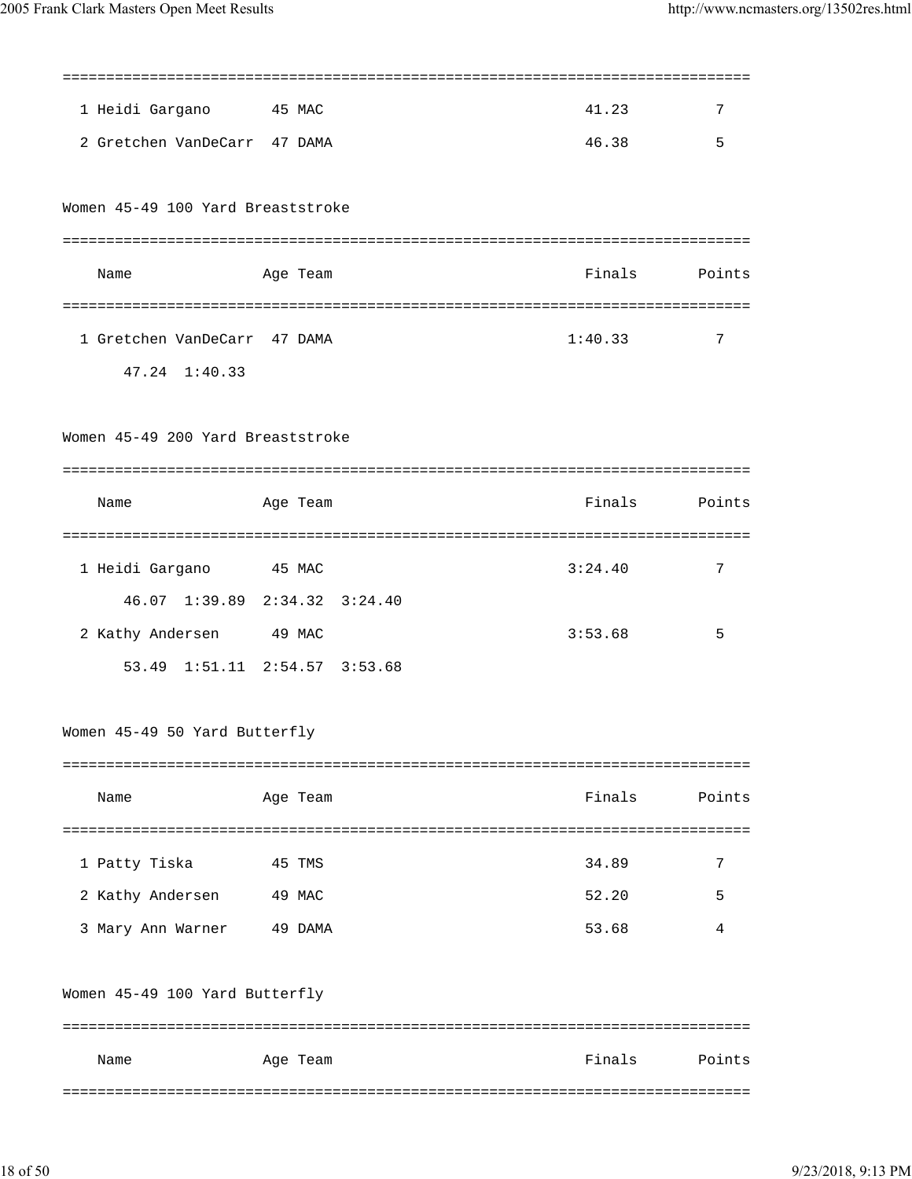| | Name | Age | Team | Finals | Points |
|---|---|---|---|---|---|
| 1 | Heidi Gargano | 45 | MAC | 41.23 | 7 |
| 2 | Gretchen VanDeCarr | 47 | DAMA | 46.38 | 5 |

## Women 45-49 100 Yard Breaststroke

| | Name | Age | Team | Finals | Points |
|---|---|---|---|---|---|
| 1 | Gretchen VanDeCarr | 47 | DAMA | 1:40.33 | 7 |
| | 47.24 1:40.33 | | | | |

## Women 45-49 200 Yard Breaststroke

| | Name | Age | Team | Finals | Points |
|---|---|---|---|---|---|
| 1 | Heidi Gargano | 45 | MAC | 3:24.40 | 7 |
| | 46.07 1:39.89 2:34.32 3:24.40 | | | | |
| 2 | Kathy Andersen | 49 | MAC | 3:53.68 | 5 |
| | 53.49 1:51.11 2:54.57 3:53.68 | | | | |

## Women 45-49 50 Yard Butterfly

| | Name | Age | Team | Finals | Points |
|---|---|---|---|---|---|
| 1 | Patty Tiska | 45 | TMS | 34.89 | 7 |
| 2 | Kathy Andersen | 49 | MAC | 52.20 | 5 |
| 3 | Mary Ann Warner | 49 | DAMA | 53.68 | 4 |

## Women 45-49 100 Yard Butterfly

| | Name | Age | Team | Finals | Points |
|---|---|---|---|---|---|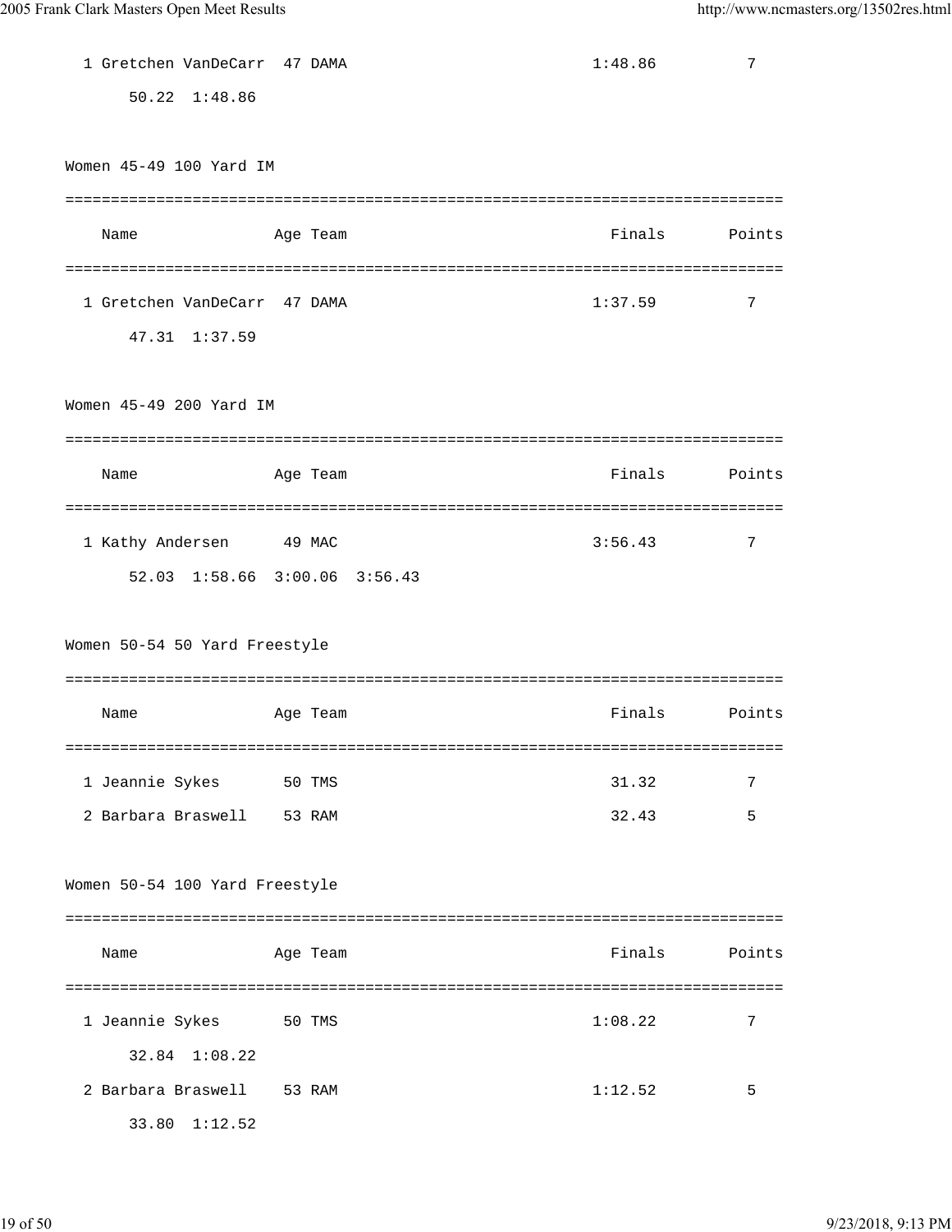```
  1 Gretchen VanDeCarr  47 DAMA                          1:48.86          7
       50.22  1:48.86
```

Women 45-49 100 Yard IM

```
===============================================================================
    Name                Age Team                          Finals       Points
===============================================================================
  1 Gretchen VanDeCarr  47 DAMA                          1:37.59          7
       47.31  1:37.59
```

Women 45-49 200 Yard IM

```
===============================================================================
    Name                Age Team                          Finals       Points
===============================================================================
  1 Kathy Andersen      49 MAC                           3:56.43          7
       52.03  1:58.66  3:00.06  3:56.43
```

Women 50-54 50 Yard Freestyle

```
===============================================================================
    Name                Age Team                          Finals       Points
===============================================================================
  1 Jeannie Sykes       50 TMS                             31.32          7
  2 Barbara Braswell    53 RAM                             32.43          5
```

Women 50-54 100 Yard Freestyle

```
===============================================================================
    Name                Age Team                          Finals       Points
===============================================================================
  1 Jeannie Sykes       50 TMS                           1:08.22          7
       32.84  1:08.22
  2 Barbara Braswell    53 RAM                           1:12.52          5
       33.80  1:12.52
```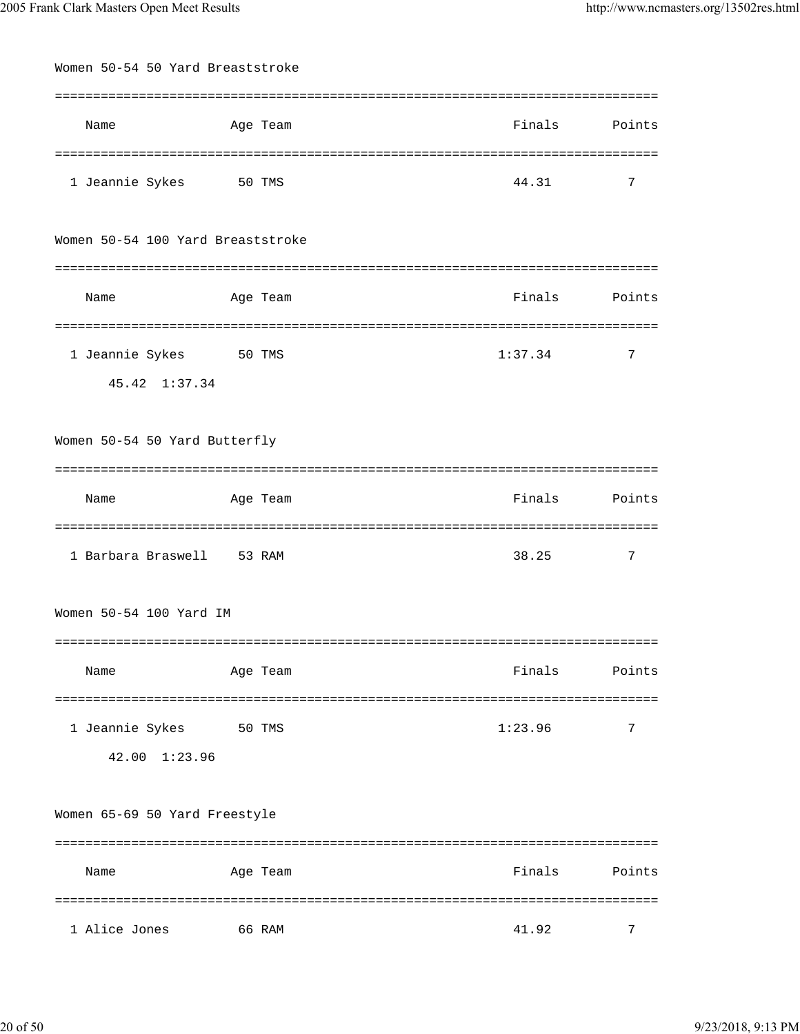Women 50-54 50 Yard Breaststroke

| | Name | Age | Team | Finals | Points |
|---|---|---|---|---|---|
| 1 | Jeannie Sykes | 50 | TMS | 44.31 | 7 |

Women 50-54 100 Yard Breaststroke

| | Name | Age | Team | Finals | Points |
|---|---|---|---|---|---|
| 1 | Jeannie Sykes | 50 | TMS | 1:37.34 | 7 |
| | 45.42 1:37.34 | | | | |

Women 50-54 50 Yard Butterfly

| | Name | Age | Team | Finals | Points |
|---|---|---|---|---|---|
| 1 | Barbara Braswell | 53 | RAM | 38.25 | 7 |

Women 50-54 100 Yard IM

| | Name | Age | Team | Finals | Points |
|---|---|---|---|---|---|
| 1 | Jeannie Sykes | 50 | TMS | 1:23.96 | 7 |
| | 42.00 1:23.96 | | | | |

Women 65-69 50 Yard Freestyle

| | Name | Age | Team | Finals | Points |
|---|---|---|---|---|---|
| 1 | Alice Jones | 66 | RAM | 41.92 | 7 |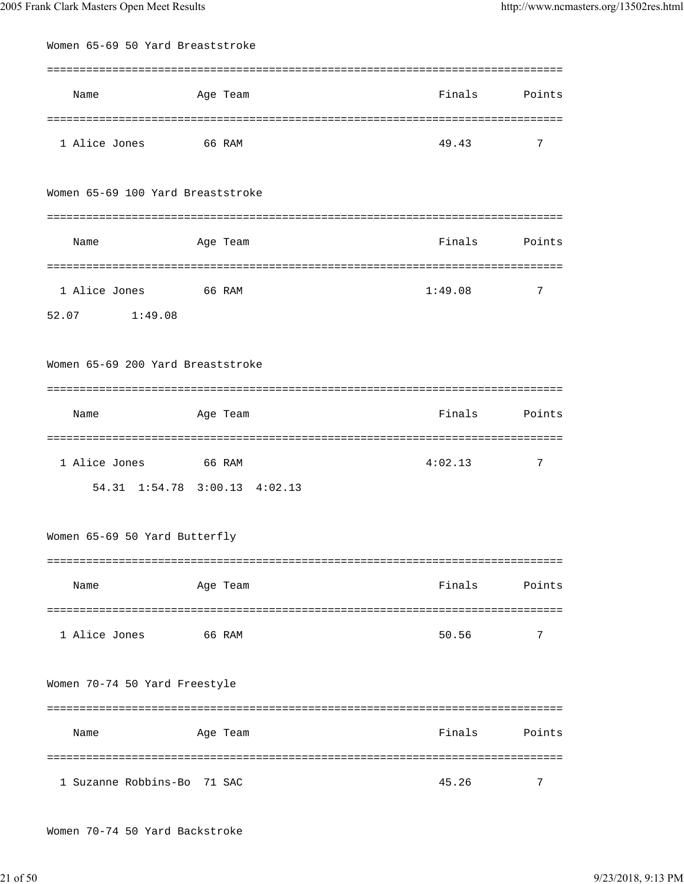Women 65-69 50 Yard Breaststroke

| Name | Age | Team | Finals | Points |
|---|---|---|---|---|
| 1 Alice Jones | 66 | RAM | 49.43 | 7 |

Women 65-69 100 Yard Breaststroke

| Name | Age | Team | Finals | Points |
|---|---|---|---|---|
| 1 Alice Jones | 66 | RAM | 1:49.08 | 7 |

52.07 1:49.08

Women 65-69 200 Yard Breaststroke

| Name | Age | Team | Finals | Points |
|---|---|---|---|---|
| 1 Alice Jones | 66 | RAM | 4:02.13 | 7 |

54.31 1:54.78 3:00.13 4:02.13

Women 65-69 50 Yard Butterfly

| Name | Age | Team | Finals | Points |
|---|---|---|---|---|
| 1 Alice Jones | 66 | RAM | 50.56 | 7 |

Women 70-74 50 Yard Freestyle

| Name | Age | Team | Finals | Points |
|---|---|---|---|---|
| 1 Suzanne Robbins-Bo | 71 | SAC | 45.26 | 7 |

Women 70-74 50 Yard Backstroke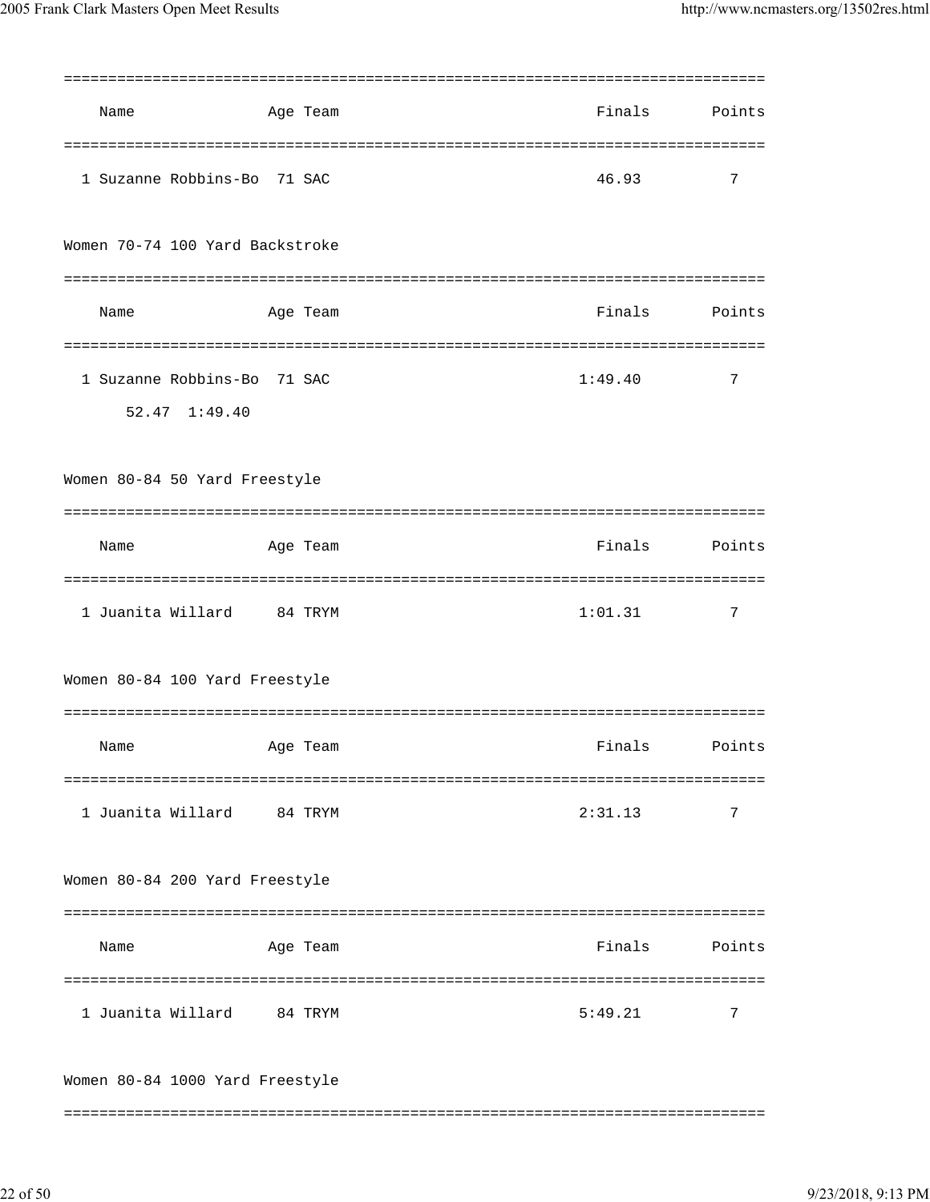| Name | Age | Team | Finals | Points |
|---|---|---|---|---|
| 1 Suzanne Robbins-Bo | 71 | SAC | 46.93 | 7 |

Women 70-74 100 Yard Backstroke

| Name | Age | Team | Finals | Points |
|---|---|---|---|---|
| 1 Suzanne Robbins-Bo | 71 | SAC | 1:49.40 | 7 |
| 52.47 1:49.40 | | | | |

Women 80-84 50 Yard Freestyle

| Name | Age | Team | Finals | Points |
|---|---|---|---|---|
| 1 Juanita Willard | 84 | TRYM | 1:01.31 | 7 |

Women 80-84 100 Yard Freestyle

| Name | Age | Team | Finals | Points |
|---|---|---|---|---|
| 1 Juanita Willard | 84 | TRYM | 2:31.13 | 7 |

Women 80-84 200 Yard Freestyle

| Name | Age | Team | Finals | Points |
|---|---|---|---|---|
| 1 Juanita Willard | 84 | TRYM | 5:49.21 | 7 |

Women 80-84 1000 Yard Freestyle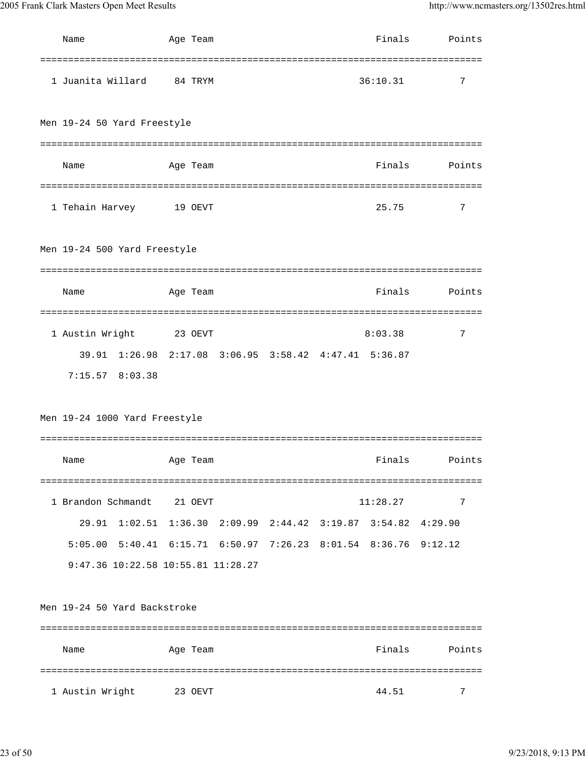| Name | Age | Team | Finals | Points |
|---|---|---|---|---|
| 1 Juanita Willard | 84 | TRYM | 36:10.31 | 7 |

Men 19-24 50 Yard Freestyle

| Name | Age | Team | Finals | Points |
|---|---|---|---|---|
| 1 Tehain Harvey | 19 | OEVT | 25.75 | 7 |

Men 19-24 500 Yard Freestyle

| Name | Age | Team | Finals | Points |
|---|---|---|---|---|
| 1 Austin Wright | 23 | OEVT | 8:03.38 | 7 |

```
    39.91  1:26.98  2:17.08  3:06.95  3:58.42  4:47.41  5:36.87
  7:15.57  8:03.38
```

Men 19-24 1000 Yard Freestyle

| Name | Age | Team | Finals | Points |
|---|---|---|---|---|
| 1 Brandon Schmandt | 21 | OEVT | 11:28.27 | 7 |

```
    29.91  1:02.51  1:36.30  2:09.99  2:44.42  3:19.87  3:54.82  4:29.90
  5:05.00  5:40.41  6:15.71  6:50.97  7:26.23  8:01.54  8:36.76  9:12.12
  9:47.36 10:22.58 10:55.81 11:28.27
```

Men 19-24 50 Yard Backstroke

| Name | Age | Team | Finals | Points |
|---|---|---|---|---|
| 1 Austin Wright | 23 | OEVT | 44.51 | 7 |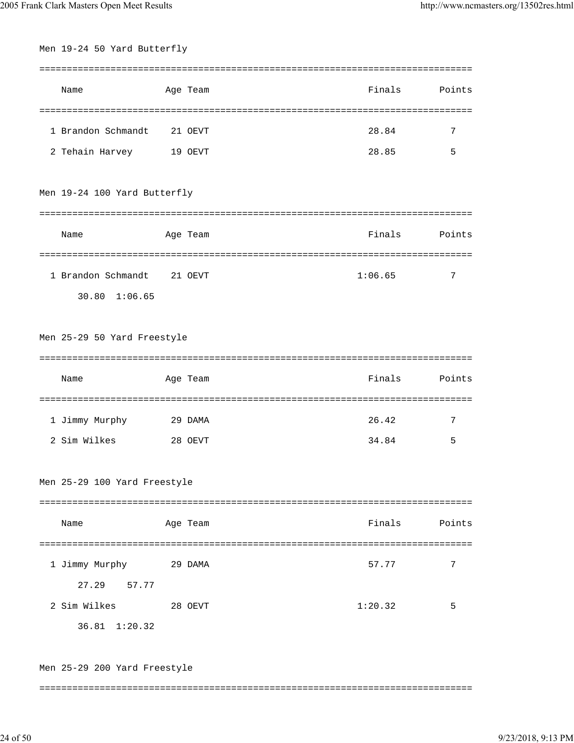Men 19-24 50 Yard Butterfly

| | Name | Age | Team | Finals | Points |
|---|---|---|---|---|---|
| 1 | Brandon Schmandt | 21 | OEVT | 28.84 | 7 |
| 2 | Tehain Harvey | 19 | OEVT | 28.85 | 5 |

Men 19-24 100 Yard Butterfly

| | Name | Age | Team | Finals | Points |
|---|---|---|---|---|---|
| 1 | Brandon Schmandt | 21 | OEVT | 1:06.65 | 7 |
| | 30.80  1:06.65 | | | | |

Men 25-29 50 Yard Freestyle

| | Name | Age | Team | Finals | Points |
|---|---|---|---|---|---|
| 1 | Jimmy Murphy | 29 | DAMA | 26.42 | 7 |
| 2 | Sim Wilkes | 28 | OEVT | 34.84 | 5 |

Men 25-29 100 Yard Freestyle

| | Name | Age | Team | Finals | Points |
|---|---|---|---|---|---|
| 1 | Jimmy Murphy | 29 | DAMA | 57.77 | 7 |
| | 27.29  57.77 | | | | |
| 2 | Sim Wilkes | 28 | OEVT | 1:20.32 | 5 |
| | 36.81  1:20.32 | | | | |

Men 25-29 200 Yard Freestyle

===============================================================================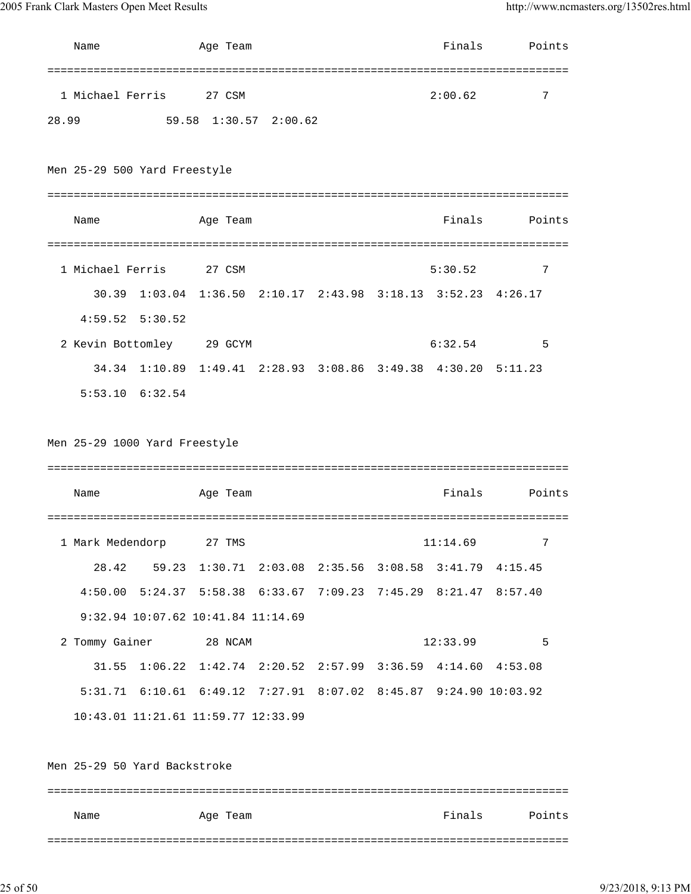```
    Name               Age Team                             Finals       Points
===============================================================================
  1 Michael Ferris      27 CSM                             2:00.62          7
28.99             59.58  1:30.57  2:00.62
```

Men 25-29 500 Yard Freestyle

```
===============================================================================
    Name               Age Team                             Finals       Points
===============================================================================
  1 Michael Ferris      27 CSM                             5:30.52          7
       30.39  1:03.04  1:36.50  2:10.17  2:43.98  3:18.13  3:52.23  4:26.17
     4:59.52  5:30.52
  2 Kevin Bottomley     29 GCYM                            6:32.54          5
       34.34  1:10.89  1:49.41  2:28.93  3:08.86  3:49.38  4:30.20  5:11.23
     5:53.10  6:32.54
```

Men 25-29 1000 Yard Freestyle

```
===============================================================================
    Name               Age Team                             Finals       Points
===============================================================================
  1 Mark Medendorp      27 TMS                            11:14.69          7
       28.42    59.23  1:30.71  2:03.08  2:35.56  3:08.58  3:41.79  4:15.45
     4:50.00  5:24.37  5:58.38  6:33.67  7:09.23  7:45.29  8:21.47  8:57.40
     9:32.94 10:07.62 10:41.84 11:14.69
  2 Tommy Gainer        28 NCAM                           12:33.99          5
       31.55  1:06.22  1:42.74  2:20.52  2:57.99  3:36.59  4:14.60  4:53.08
     5:31.71  6:10.61  6:49.12  7:27.91  8:07.02  8:45.87  9:24.90 10:03.92
    10:43.01 11:21.61 11:59.77 12:33.99
```

Men 25-29 50 Yard Backstroke

```
===============================================================================
    Name               Age Team                             Finals       Points
===============================================================================
```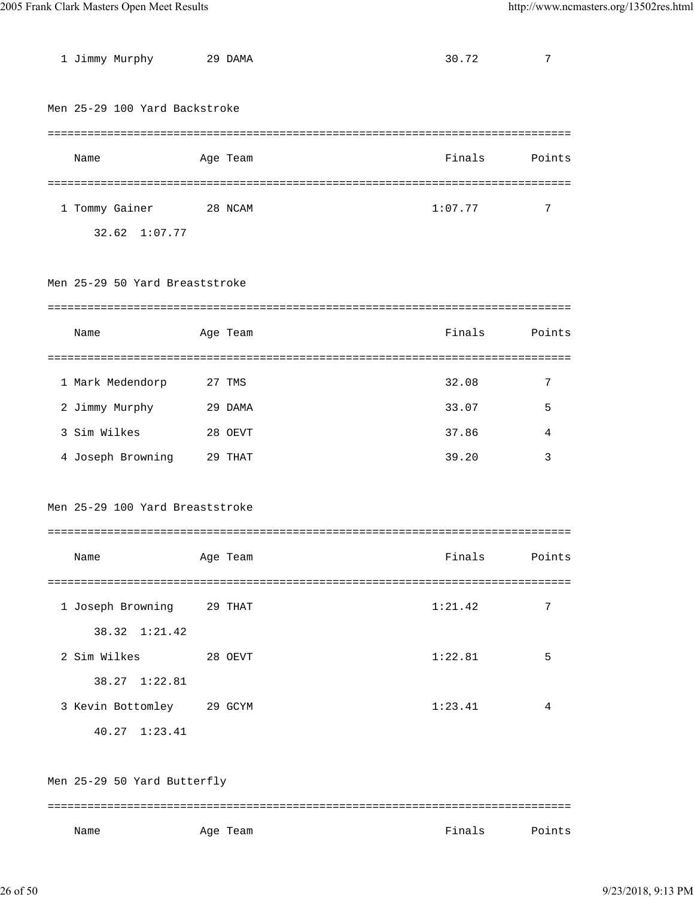| | Name | Age | Team | Finals | Points |
|---|---|---|---|---|---|
| 1 | Jimmy Murphy | 29 | DAMA | 30.72 | 7 |

Men 25-29 100 Yard Backstroke

| | Name | Age | Team | Finals | Points |
|---|---|---|---|---|---|
| 1 | Tommy Gainer | 28 | NCAM | 1:07.77 | 7 |
| | 32.62 1:07.77 | | | | |

Men 25-29 50 Yard Breaststroke

| | Name | Age | Team | Finals | Points |
|---|---|---|---|---|---|
| 1 | Mark Medendorp | 27 | TMS | 32.08 | 7 |
| 2 | Jimmy Murphy | 29 | DAMA | 33.07 | 5 |
| 3 | Sim Wilkes | 28 | OEVT | 37.86 | 4 |
| 4 | Joseph Browning | 29 | THAT | 39.20 | 3 |

Men 25-29 100 Yard Breaststroke

| | Name | Age | Team | Finals | Points |
|---|---|---|---|---|---|
| 1 | Joseph Browning | 29 | THAT | 1:21.42 | 7 |
| | 38.32 1:21.42 | | | | |
| 2 | Sim Wilkes | 28 | OEVT | 1:22.81 | 5 |
| | 38.27 1:22.81 | | | | |
| 3 | Kevin Bottomley | 29 | GCYM | 1:23.41 | 4 |
| | 40.27 1:23.41 | | | | |

Men 25-29 50 Yard Butterfly

| | Name | Age | Team | Finals | Points |
|---|---|---|---|---|---|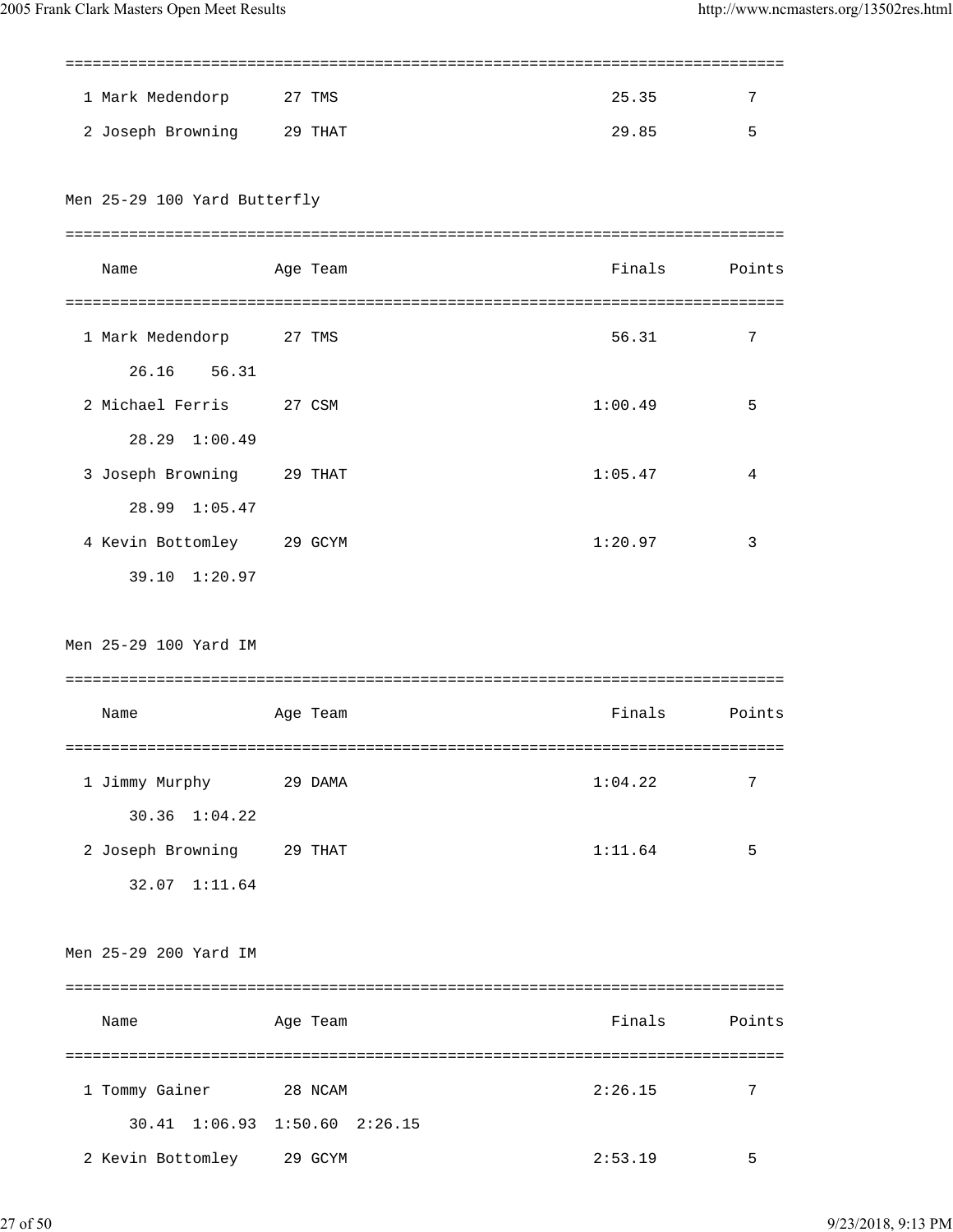| Name | Age | Team | Finals | Points |
|---|---|---|---|---|
| 1 Mark Medendorp | 27 | TMS | 25.35 | 7 |
| 2 Joseph Browning | 29 | THAT | 29.85 | 5 |

Men 25-29 100 Yard Butterfly

| Name | Age | Team | Finals | Points |
|---|---|---|---|---|
| 1 Mark Medendorp | 27 | TMS | 56.31 | 7 |
| 26.16 56.31 | | | | |
| 2 Michael Ferris | 27 | CSM | 1:00.49 | 5 |
| 28.29 1:00.49 | | | | |
| 3 Joseph Browning | 29 | THAT | 1:05.47 | 4 |
| 28.99 1:05.47 | | | | |
| 4 Kevin Bottomley | 29 | GCYM | 1:20.97 | 3 |
| 39.10 1:20.97 | | | | |

Men 25-29 100 Yard IM

| Name | Age | Team | Finals | Points |
|---|---|---|---|---|
| 1 Jimmy Murphy | 29 | DAMA | 1:04.22 | 7 |
| 30.36 1:04.22 | | | | |
| 2 Joseph Browning | 29 | THAT | 1:11.64 | 5 |
| 32.07 1:11.64 | | | | |

Men 25-29 200 Yard IM

| Name | Age | Team | Finals | Points |
|---|---|---|---|---|
| 1 Tommy Gainer | 28 | NCAM | 2:26.15 | 7 |
| 30.41 1:06.93 1:50.60 2:26.15 | | | | |
| 2 Kevin Bottomley | 29 | GCYM | 2:53.19 | 5 |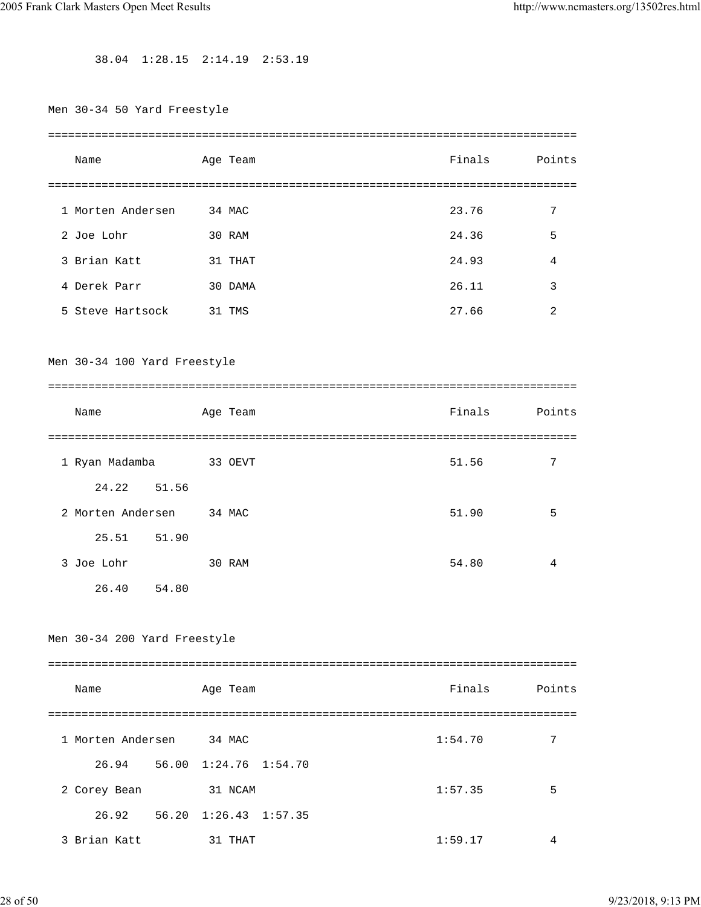38.04  1:28.15  2:14.19  2:53.19

## Men 30-34 50 Yard Freestyle

| | Name | Age | Team | Finals | Points |
|---|---|---|---|---|---|
| 1 | Morten Andersen | 34 | MAC | 23.76 | 7 |
| 2 | Joe Lohr | 30 | RAM | 24.36 | 5 |
| 3 | Brian Katt | 31 | THAT | 24.93 | 4 |
| 4 | Derek Parr | 30 | DAMA | 26.11 | 3 |
| 5 | Steve Hartsock | 31 | TMS | 27.66 | 2 |

## Men 30-34 100 Yard Freestyle

| | Name | Age | Team | Finals | Points |
|---|---|---|---|---|---|
| 1 | Ryan Madamba | 33 | OEVT | 51.56 | 7 |
| | 24.22  51.56 | | | | |
| 2 | Morten Andersen | 34 | MAC | 51.90 | 5 |
| | 25.51  51.90 | | | | |
| 3 | Joe Lohr | 30 | RAM | 54.80 | 4 |
| | 26.40  54.80 | | | | |

## Men 30-34 200 Yard Freestyle

| | Name | Age | Team | Finals | Points |
|---|---|---|---|---|---|
| 1 | Morten Andersen | 34 | MAC | 1:54.70 | 7 |
| | 26.94  56.00  1:24.76  1:54.70 | | | | |
| 2 | Corey Bean | 31 | NCAM | 1:57.35 | 5 |
| | 26.92  56.20  1:26.43  1:57.35 | | | | |
| 3 | Brian Katt | 31 | THAT | 1:59.17 | 4 |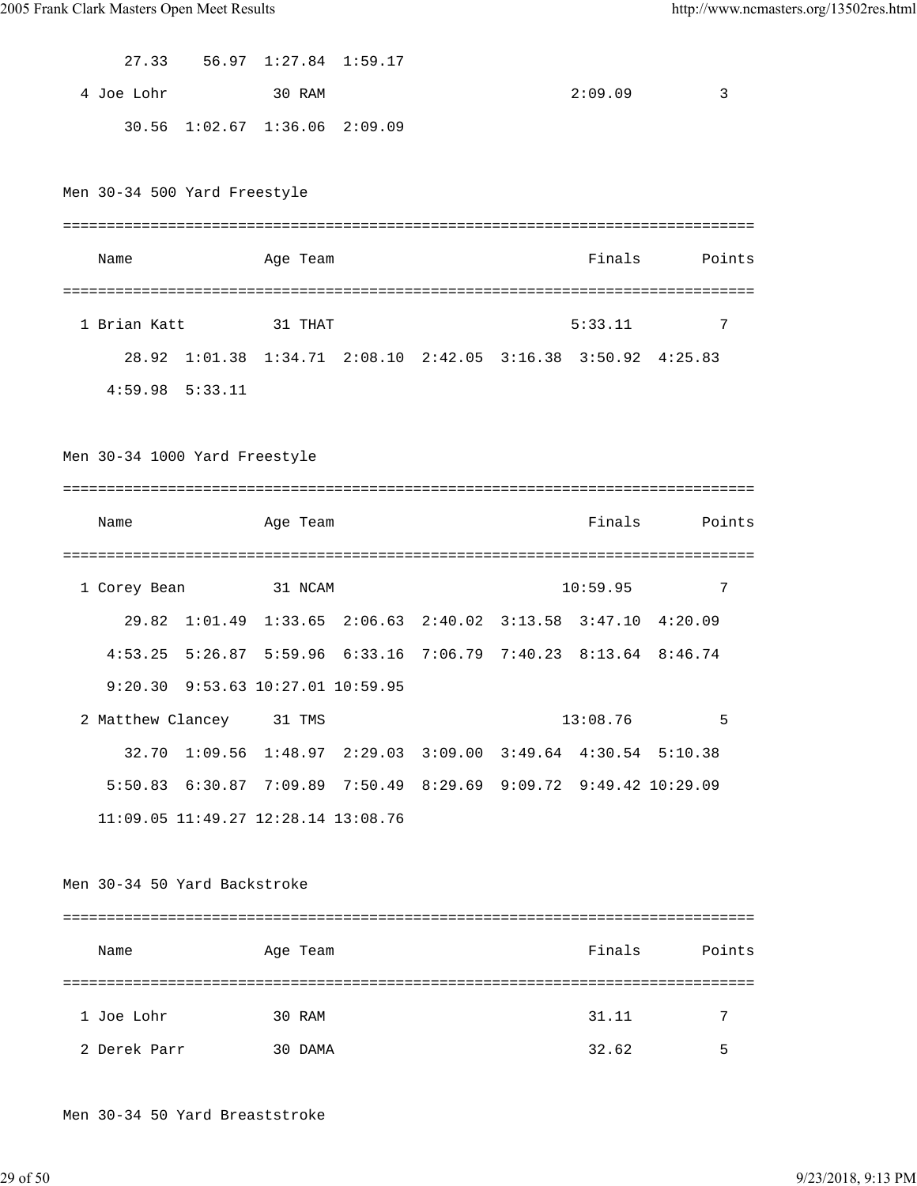```
      27.33    56.97  1:27.84  1:59.17
  4 Joe Lohr            30 RAM                            2:09.09          3
      30.56  1:02.67  1:36.06  2:09.09
```

Men 30-34 500 Yard Freestyle

```
===============================================================================
    Name               Age Team                            Finals       Points
===============================================================================
  1 Brian Katt          31 THAT                           5:33.11          7
      28.92  1:01.38  1:34.71  2:08.10  2:42.05  3:16.38  3:50.92  4:25.83
    4:59.98  5:33.11
```

Men 30-34 1000 Yard Freestyle

```
===============================================================================
    Name               Age Team                            Finals       Points
===============================================================================
  1 Corey Bean          31 NCAM                          10:59.95          7
      29.82  1:01.49  1:33.65  2:06.63  2:40.02  3:13.58  3:47.10  4:20.09
    4:53.25  5:26.87  5:59.96  6:33.16  7:06.79  7:40.23  8:13.64  8:46.74
    9:20.30  9:53.63 10:27.01 10:59.95
  2 Matthew Clancey     31 TMS                           13:08.76          5
      32.70  1:09.56  1:48.97  2:29.03  3:09.00  3:49.64  4:30.54  5:10.38
    5:50.83  6:30.87  7:09.89  7:50.49  8:29.69  9:09.72  9:49.42 10:29.09
   11:09.05 11:49.27 12:28.14 13:08.76
```

Men 30-34 50 Yard Backstroke

```
===============================================================================
    Name               Age Team                            Finals       Points
===============================================================================
  1 Joe Lohr            30 RAM                              31.11          7
  2 Derek Parr          30 DAMA                             32.62          5
```

Men 30-34 50 Yard Breaststroke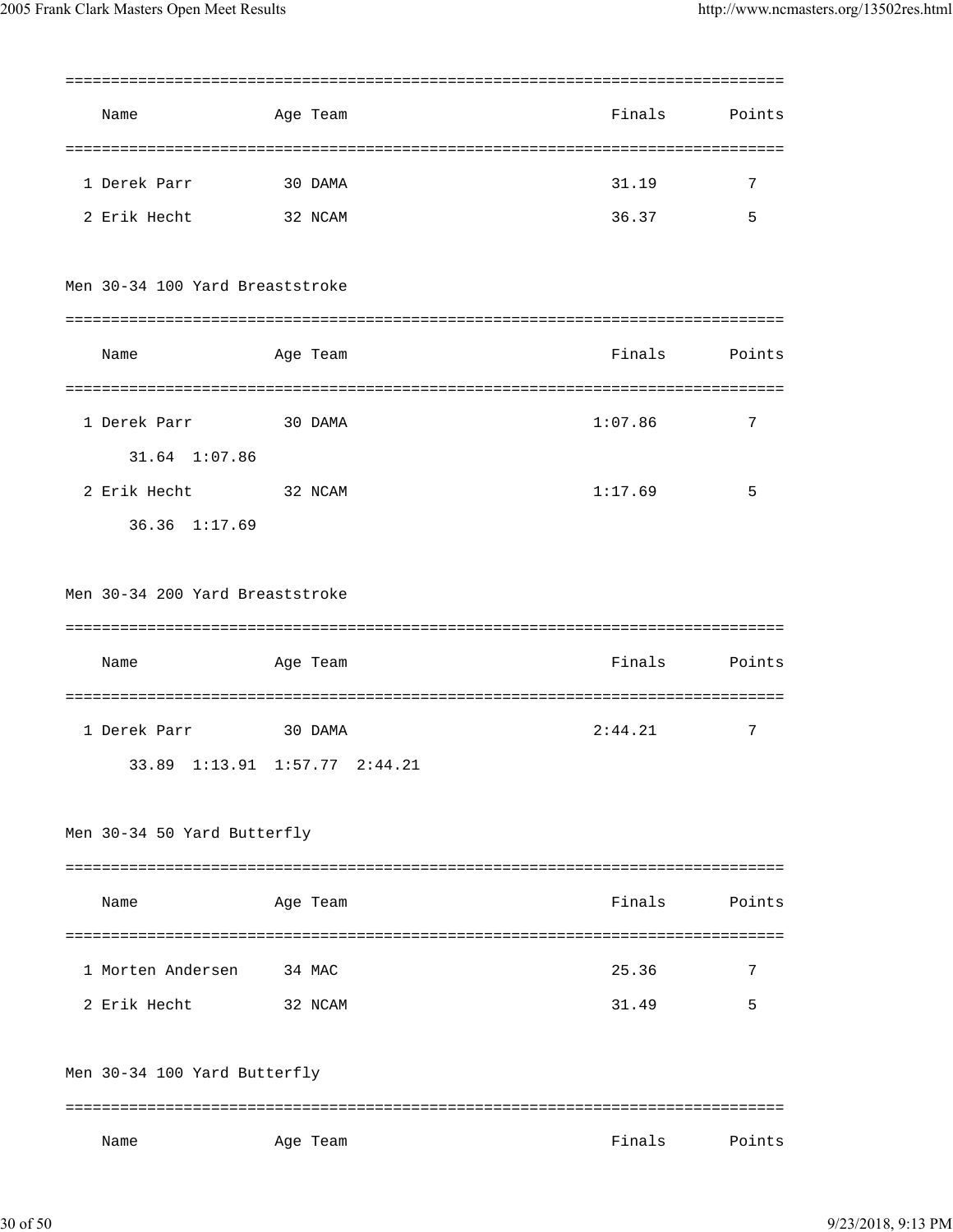| | Name | Age | Team | Finals | Points |
|---|---|---|---|---|---|
| 1 | Derek Parr | 30 | DAMA | 31.19 | 7 |
| 2 | Erik Hecht | 32 | NCAM | 36.37 | 5 |

### Men 30-34 100 Yard Breaststroke

| | Name | Age | Team | Finals | Points |
|---|---|---|---|---|---|
| 1 | Derek Parr | 30 | DAMA | 1:07.86 | 7 |
| | 31.64 1:07.86 | | | | |
| 2 | Erik Hecht | 32 | NCAM | 1:17.69 | 5 |
| | 36.36 1:17.69 | | | | |

### Men 30-34 200 Yard Breaststroke

| | Name | Age | Team | Finals | Points |
|---|---|---|---|---|---|
| 1 | Derek Parr | 30 | DAMA | 2:44.21 | 7 |
| | 33.89 1:13.91 1:57.77 2:44.21 | | | | |

### Men 30-34 50 Yard Butterfly

| | Name | Age | Team | Finals | Points |
|---|---|---|---|---|---|
| 1 | Morten Andersen | 34 | MAC | 25.36 | 7 |
| 2 | Erik Hecht | 32 | NCAM | 31.49 | 5 |

### Men 30-34 100 Yard Butterfly

| Name | Age | Team | Finals | Points |
|---|---|---|---|---|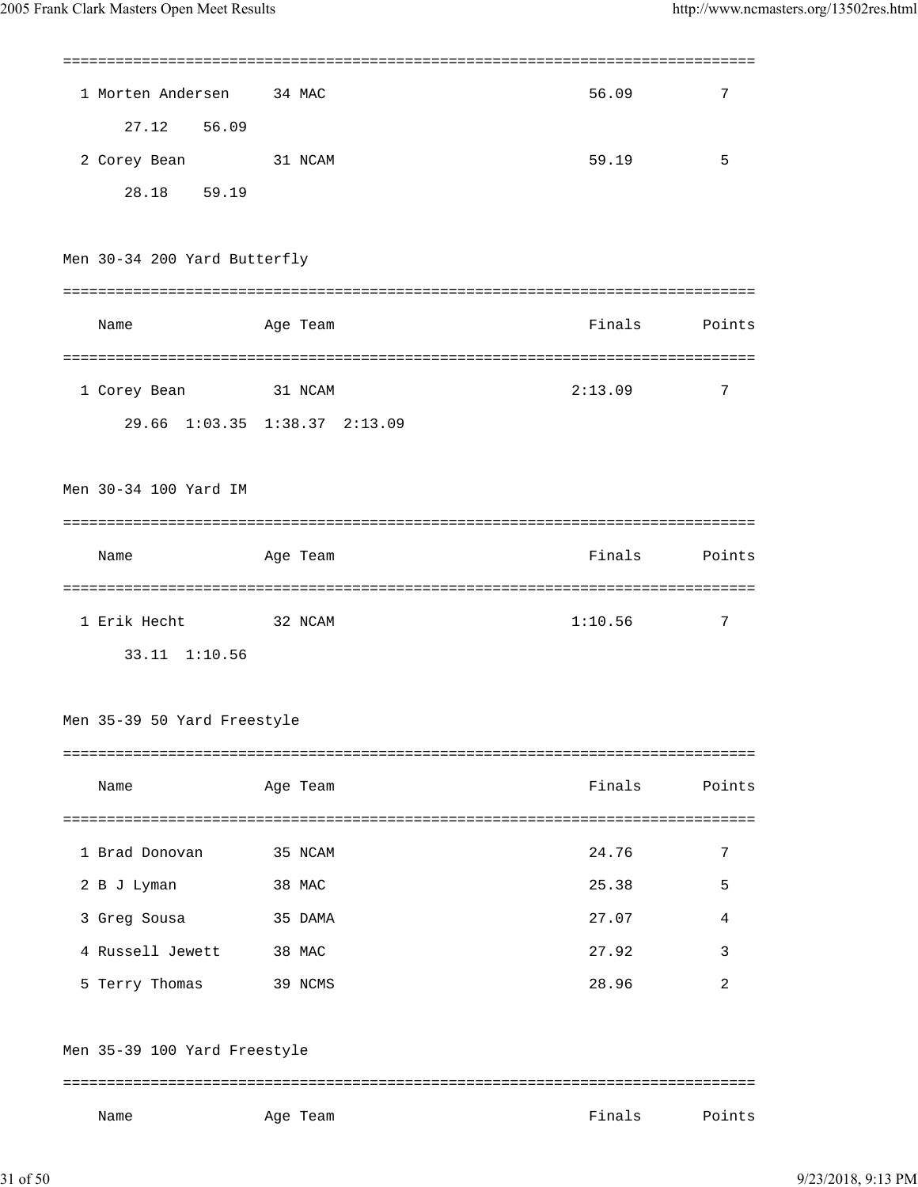```
===============================================================================
  1 Morten Andersen     34 MAC                                56.09         7
      27.12    56.09
  2 Corey Bean          31 NCAM                               59.19         5
      28.18    59.19
```

Men 30-34 200 Yard Butterfly

```
===============================================================================
    Name               Age Team                              Finals      Points
===============================================================================
  1 Corey Bean          31 NCAM                             2:13.09         7
      29.66  1:03.35  1:38.37  2:13.09
```

Men 30-34 100 Yard IM

```
===============================================================================
    Name               Age Team                              Finals      Points
===============================================================================
  1 Erik Hecht          32 NCAM                             1:10.56         7
      33.11  1:10.56
```

Men 35-39 50 Yard Freestyle

```
===============================================================================
    Name               Age Team                              Finals      Points
===============================================================================
  1 Brad Donovan        35 NCAM                               24.76         7
  2 B J Lyman           38 MAC                                25.38         5
  3 Greg Sousa          35 DAMA                               27.07         4
  4 Russell Jewett      38 MAC                                27.92         3
  5 Terry Thomas        39 NCMS                               28.96         2
```

Men 35-39 100 Yard Freestyle

```
===============================================================================
    Name               Age Team                              Finals      Points
```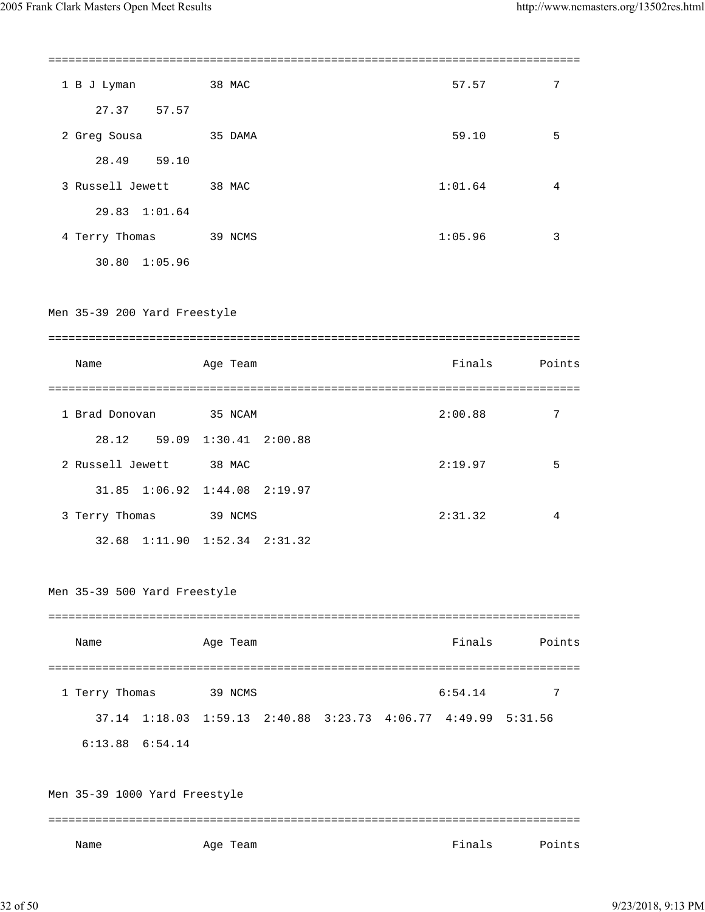```
===============================================================================
  1 B J Lyman           38 MAC                                   57.57          7
       27.37    57.57
  2 Greg Sousa          35 DAMA                                  59.10          5
       28.49    59.10
  3 Russell Jewett      38 MAC                                 1:01.64          4
       29.83  1:01.64
  4 Terry Thomas        39 NCMS                                1:05.96          3
       30.80  1:05.96
```

Men 35-39 200 Yard Freestyle

```
===============================================================================
    Name               Age Team                                 Finals       Points
===============================================================================
  1 Brad Donovan        35 NCAM                                2:00.88          7
       28.12    59.09  1:30.41  2:00.88
  2 Russell Jewett      38 MAC                                 2:19.97          5
       31.85  1:06.92  1:44.08  2:19.97
  3 Terry Thomas        39 NCMS                                2:31.32          4
       32.68  1:11.90  1:52.34  2:31.32
```

Men 35-39 500 Yard Freestyle

```
===============================================================================
    Name               Age Team                                 Finals       Points
===============================================================================
  1 Terry Thomas        39 NCMS                                6:54.14          7
       37.14  1:18.03  1:59.13  2:40.88  3:23.73  4:06.77  4:49.99  5:31.56
     6:13.88  6:54.14
```

Men 35-39 1000 Yard Freestyle

```
===============================================================================
    Name               Age Team                                 Finals       Points
```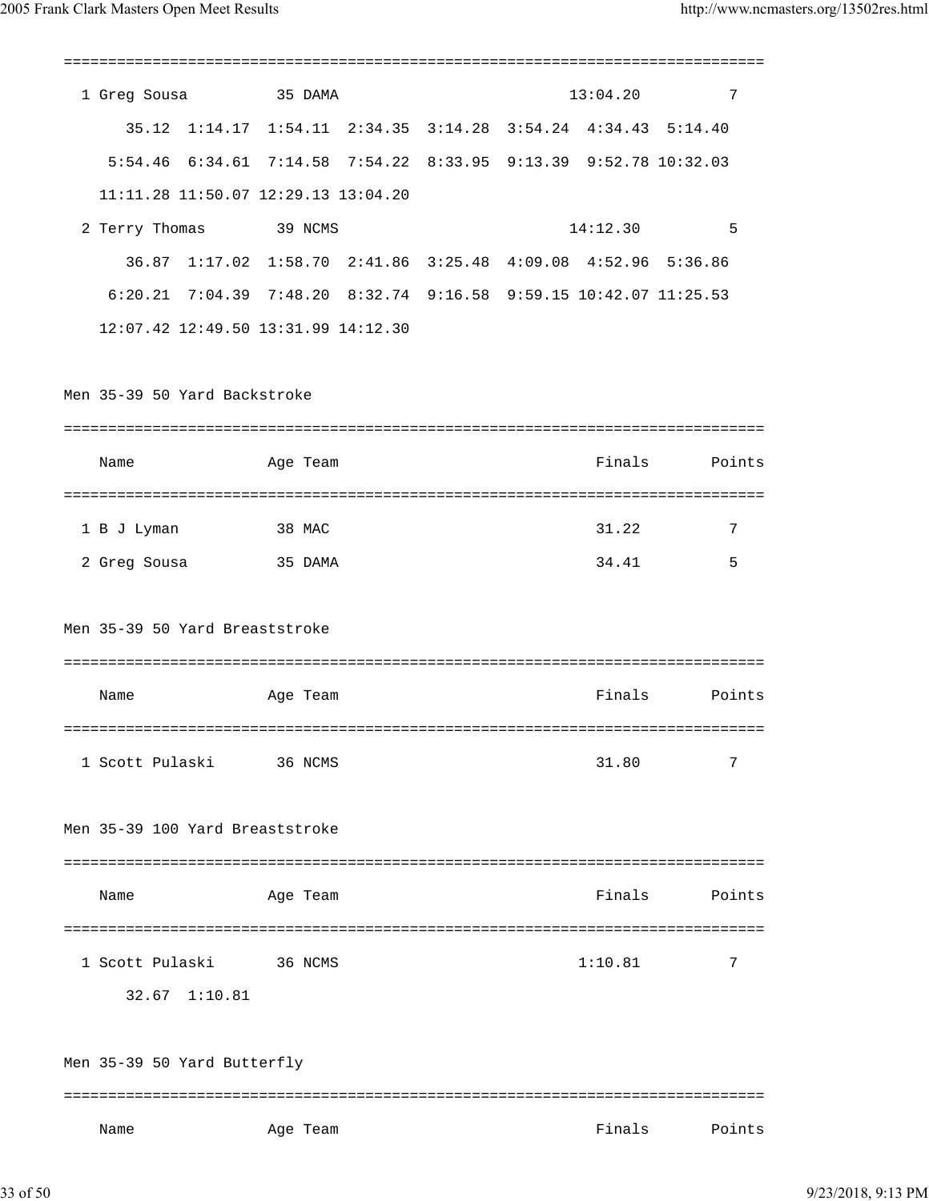```
===============================================================================
  1 Greg Sousa          35 DAMA                         13:04.20          7
       35.12  1:14.17  1:54.11  2:34.35  3:14.28  3:54.24  4:34.43  5:14.40
     5:54.46  6:34.61  7:14.58  7:54.22  8:33.95  9:13.39  9:52.78 10:32.03
    11:11.28 11:50.07 12:29.13 13:04.20
  2 Terry Thomas        39 NCMS                         14:12.30          5
       36.87  1:17.02  1:58.70  2:41.86  3:25.48  4:09.08  4:52.96  5:36.86
     6:20.21  7:04.39  7:48.20  8:32.74  9:16.58  9:59.15 10:42.07 11:25.53
    12:07.42 12:49.50 13:31.99 14:12.30
```

Men 35-39 50 Yard Backstroke

```
===============================================================================
    Name               Age Team                            Finals       Points
===============================================================================
  1 B J Lyman           38 MAC                              31.22          7
  2 Greg Sousa          35 DAMA                             34.41          5
```

Men 35-39 50 Yard Breaststroke

```
===============================================================================
    Name               Age Team                            Finals       Points
===============================================================================
  1 Scott Pulaski       36 NCMS                             31.80          7
```

Men 35-39 100 Yard Breaststroke

```
===============================================================================
    Name               Age Team                            Finals       Points
===============================================================================
  1 Scott Pulaski       36 NCMS                           1:10.81          7
       32.67  1:10.81
```

Men 35-39 50 Yard Butterfly

```
===============================================================================
    Name               Age Team                            Finals       Points
```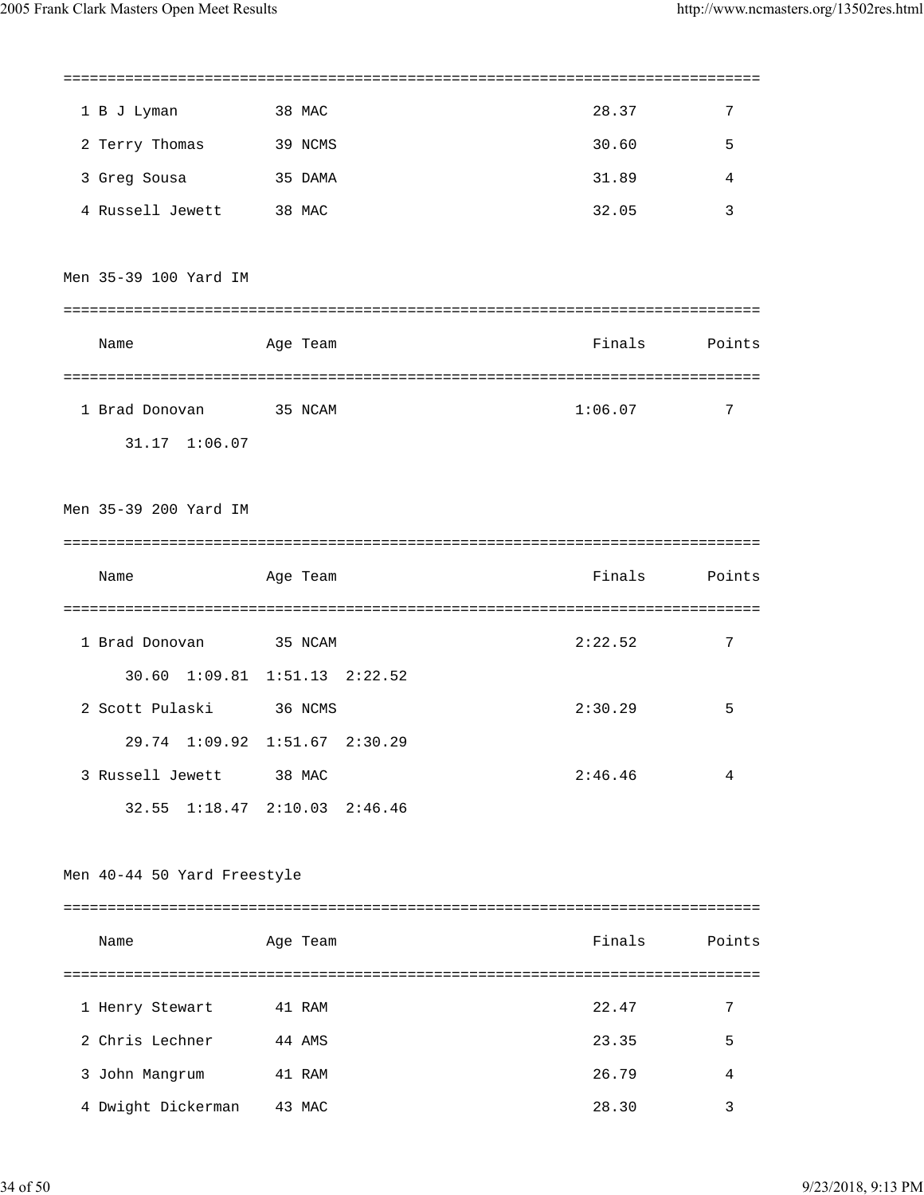| Place | Name | Age | Team | Finals | Points |
|---|---|---|---|---|---|
| 1 | B J Lyman | 38 | MAC | 28.37 | 7 |
| 2 | Terry Thomas | 39 | NCMS | 30.60 | 5 |
| 3 | Greg Sousa | 35 | DAMA | 31.89 | 4 |
| 4 | Russell Jewett | 38 | MAC | 32.05 | 3 |

Men 35-39 100 Yard IM

| Place | Name | Age | Team | Finals | Points |
|---|---|---|---|---|---|
| 1 | Brad Donovan | 35 | NCAM | 1:06.07 | 7 |
| | 31.17 1:06.07 | | | | |

Men 35-39 200 Yard IM

| Place | Name | Age | Team | Finals | Points |
|---|---|---|---|---|---|
| 1 | Brad Donovan | 35 | NCAM | 2:22.52 | 7 |
| | 30.60 1:09.81 1:51.13 2:22.52 | | | | |
| 2 | Scott Pulaski | 36 | NCMS | 2:30.29 | 5 |
| | 29.74 1:09.92 1:51.67 2:30.29 | | | | |
| 3 | Russell Jewett | 38 | MAC | 2:46.46 | 4 |
| | 32.55 1:18.47 2:10.03 2:46.46 | | | | |

Men 40-44 50 Yard Freestyle

| Place | Name | Age | Team | Finals | Points |
|---|---|---|---|---|---|
| 1 | Henry Stewart | 41 | RAM | 22.47 | 7 |
| 2 | Chris Lechner | 44 | AMS | 23.35 | 5 |
| 3 | John Mangrum | 41 | RAM | 26.79 | 4 |
| 4 | Dwight Dickerman | 43 | MAC | 28.30 | 3 |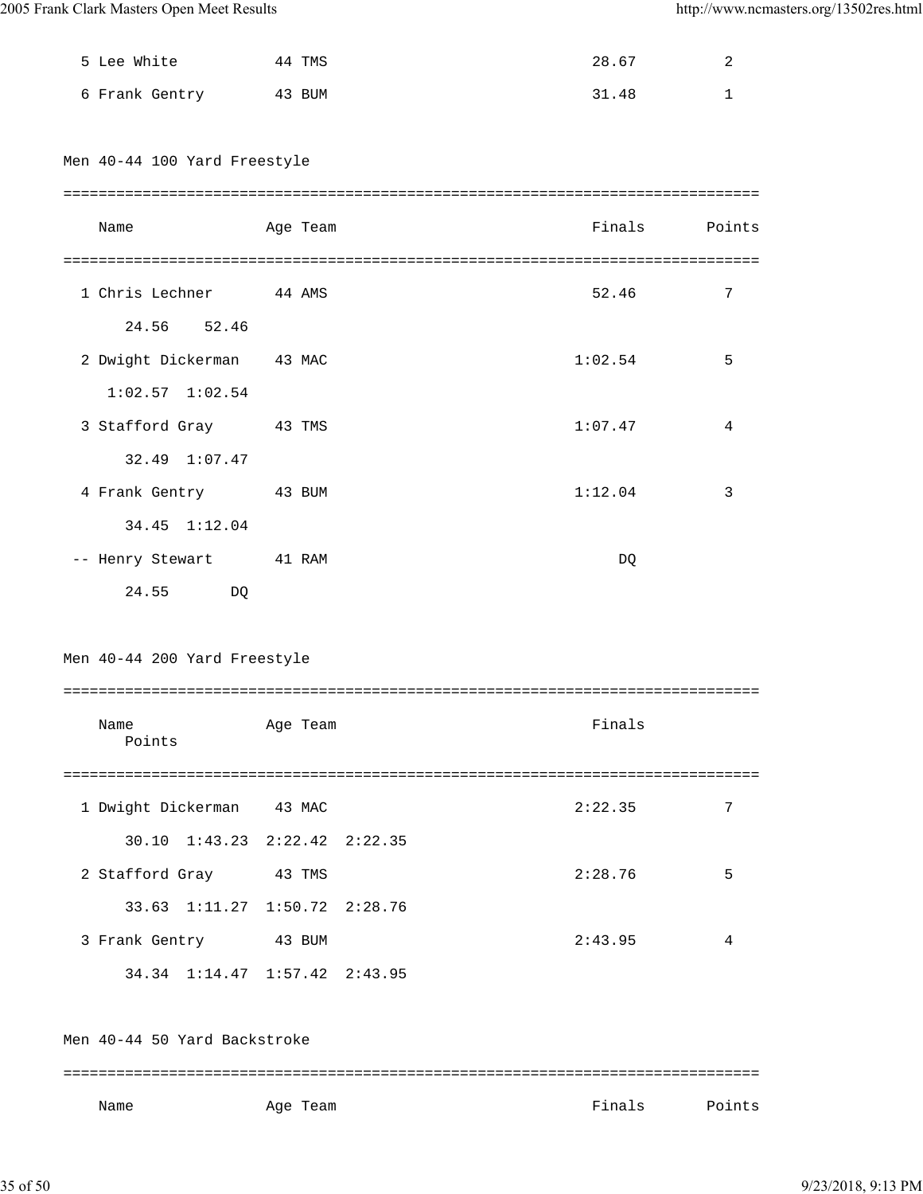```
  5 Lee White           44 TMS                                   28.67          2
  6 Frank Gentry        43 BUM                                   31.48          1
```

Men 40-44 100 Yard Freestyle

```
===============================================================================
    Name                Age Team                                 Finals       Points
===============================================================================
  1 Chris Lechner       44 AMS                                   52.46          7
        24.56    52.46
  2 Dwight Dickerman    43 MAC                                 1:02.54          5
      1:02.57  1:02.54
  3 Stafford Gray       43 TMS                                 1:07.47          4
        32.49  1:07.47
  4 Frank Gentry        43 BUM                                 1:12.04          3
        34.45  1:12.04
 -- Henry Stewart       41 RAM                                      DQ
        24.55       DQ
```

Men 40-44 200 Yard Freestyle

```
===============================================================================
    Name                Age Team                                 Finals
      Points
===============================================================================
  1 Dwight Dickerman    43 MAC                                 2:22.35          7
        30.10  1:43.23  2:22.42  2:22.35
  2 Stafford Gray       43 TMS                                 2:28.76          5
        33.63  1:11.27  1:50.72  2:28.76
  3 Frank Gentry        43 BUM                                 2:43.95          4
        34.34  1:14.47  1:57.42  2:43.95
```

Men 40-44 50 Yard Backstroke

```
===============================================================================
    Name                Age Team                                 Finals       Points
```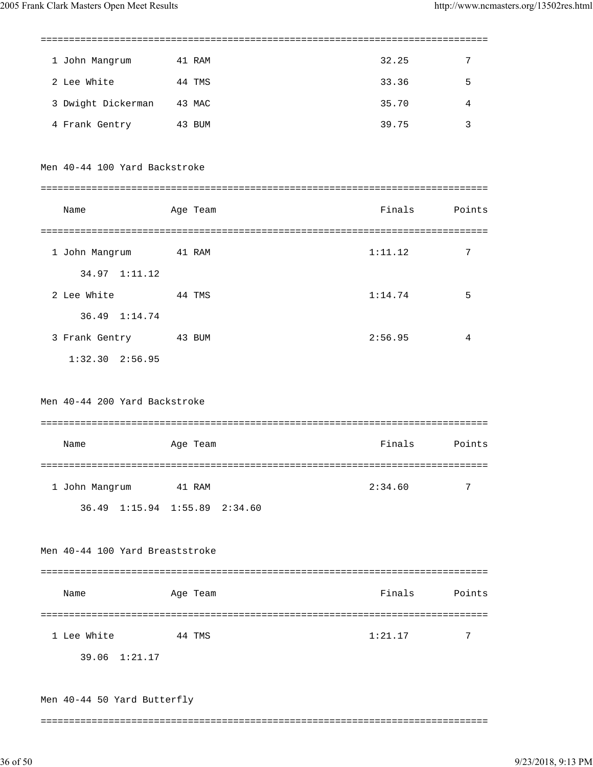| | Name | Age | Team | Finals | Points |
|---|---|---|---|---|---|
| 1 | John Mangrum | 41 | RAM | 32.25 | 7 |
| 2 | Lee White | 44 | TMS | 33.36 | 5 |
| 3 | Dwight Dickerman | 43 | MAC | 35.70 | 4 |
| 4 | Frank Gentry | 43 | BUM | 39.75 | 3 |

## Men 40-44 100 Yard Backstroke

| | Name | Age | Team | Finals | Points |
|---|---|---|---|---|---|
| 1 | John Mangrum | 41 | RAM | 1:11.12 | 7 |
| | 34.97 1:11.12 | | | | |
| 2 | Lee White | 44 | TMS | 1:14.74 | 5 |
| | 36.49 1:14.74 | | | | |
| 3 | Frank Gentry | 43 | BUM | 2:56.95 | 4 |
| | 1:32.30 2:56.95 | | | | |

## Men 40-44 200 Yard Backstroke

| | Name | Age | Team | Finals | Points |
|---|---|---|---|---|---|
| 1 | John Mangrum | 41 | RAM | 2:34.60 | 7 |
| | 36.49 1:15.94 1:55.89 2:34.60 | | | | |

## Men 40-44 100 Yard Breaststroke

| | Name | Age | Team | Finals | Points |
|---|---|---|---|---|---|
| 1 | Lee White | 44 | TMS | 1:21.17 | 7 |
| | 39.06 1:21.17 | | | | |

## Men 40-44 50 Yard Butterfly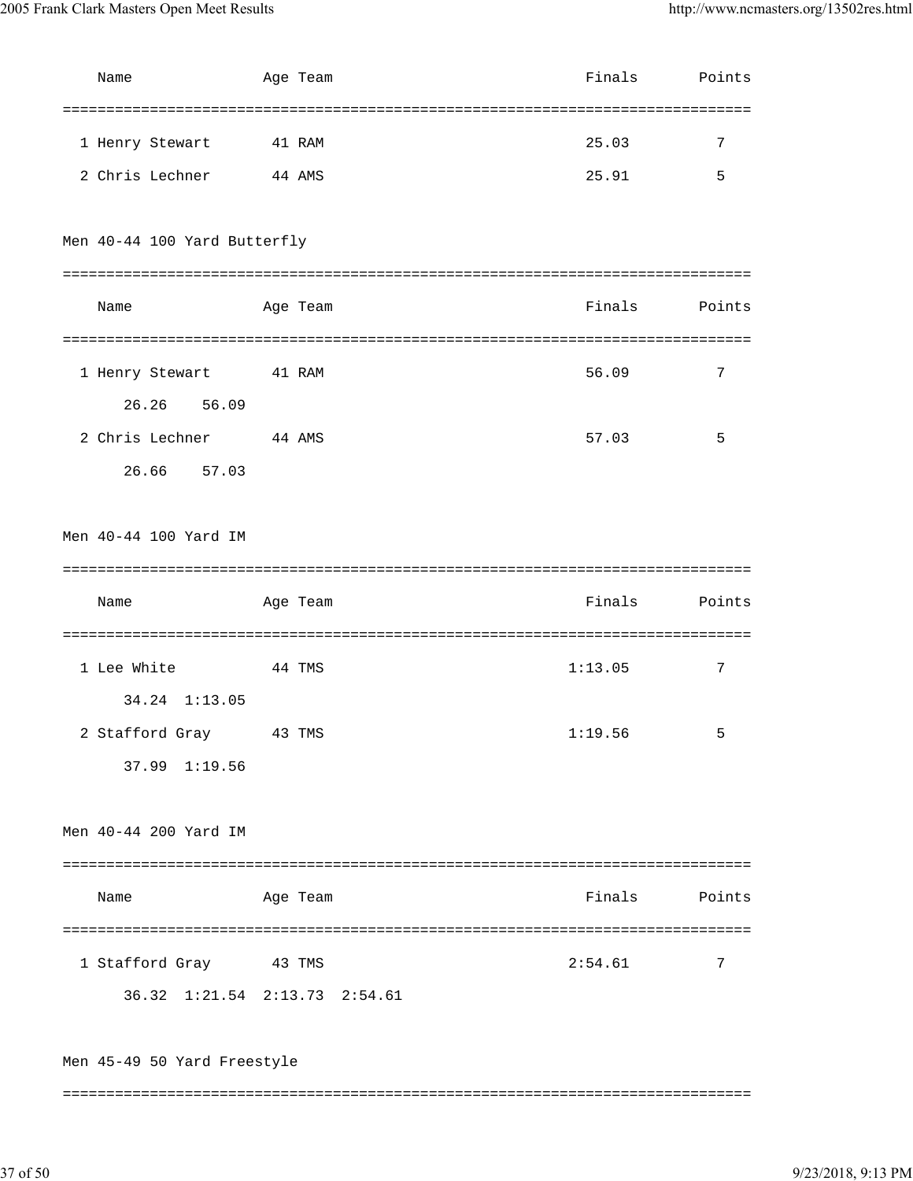| | Name | Age | Team | Finals | Points |
|---|---|---|---|---|---|
| 1 | Henry Stewart | 41 | RAM | 25.03 | 7 |
| 2 | Chris Lechner | 44 | AMS | 25.91 | 5 |

## Men 40-44 100 Yard Butterfly

| | Name | Age | Team | Finals | Points |
|---|---|---|---|---|---|
| 1 | Henry Stewart | 41 | RAM | 56.09 | 7 |
| | 26.26 56.09 | | | | |
| 2 | Chris Lechner | 44 | AMS | 57.03 | 5 |
| | 26.66 57.03 | | | | |

## Men 40-44 100 Yard IM

| | Name | Age | Team | Finals | Points |
|---|---|---|---|---|---|
| 1 | Lee White | 44 | TMS | 1:13.05 | 7 |
| | 34.24 1:13.05 | | | | |
| 2 | Stafford Gray | 43 | TMS | 1:19.56 | 5 |
| | 37.99 1:19.56 | | | | |

## Men 40-44 200 Yard IM

| | Name | Age | Team | Finals | Points |
|---|---|---|---|---|---|
| 1 | Stafford Gray | 43 | TMS | 2:54.61 | 7 |
| | 36.32 1:21.54 2:13.73 2:54.61 | | | | |

## Men 45-49 50 Yard Freestyle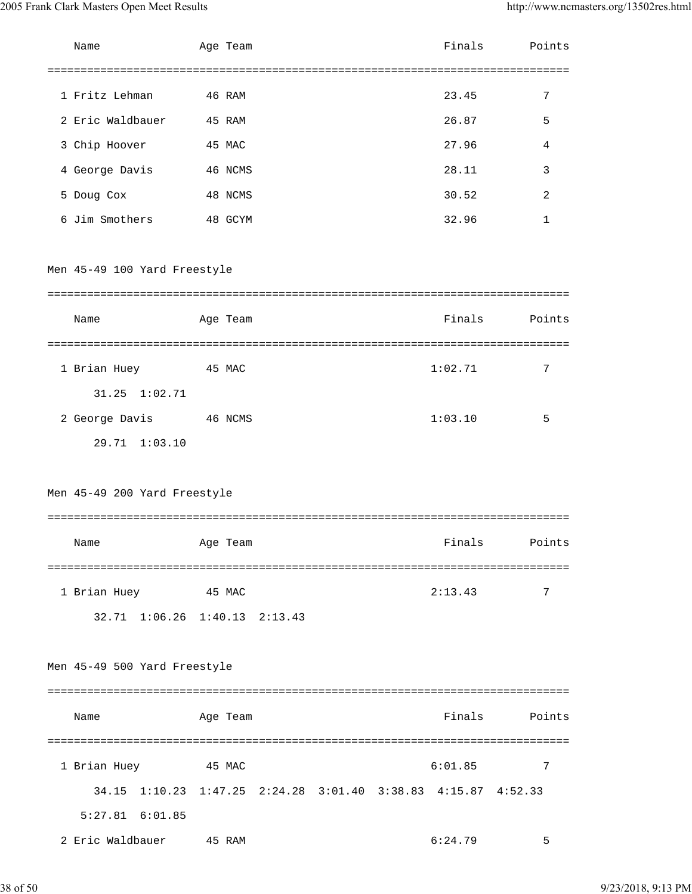| | Name | Age | Team | Finals | Points |
|---|---|---|---|---|---|
| 1 | Fritz Lehman | 46 | RAM | 23.45 | 7 |
| 2 | Eric Waldbauer | 45 | RAM | 26.87 | 5 |
| 3 | Chip Hoover | 45 | MAC | 27.96 | 4 |
| 4 | George Davis | 46 | NCMS | 28.11 | 3 |
| 5 | Doug Cox | 48 | NCMS | 30.52 | 2 |
| 6 | Jim Smothers | 48 | GCYM | 32.96 | 1 |

### Men 45-49 100 Yard Freestyle

| | Name | Age | Team | Finals | Points |
|---|---|---|---|---|---|
| 1 | Brian Huey | 45 | MAC | 1:02.71 | 7 |
| | 31.25 1:02.71 | | | | |
| 2 | George Davis | 46 | NCMS | 1:03.10 | 5 |
| | 29.71 1:03.10 | | | | |

### Men 45-49 200 Yard Freestyle

| | Name | Age | Team | Finals | Points |
|---|---|---|---|---|---|
| 1 | Brian Huey | 45 | MAC | 2:13.43 | 7 |
| | 32.71 1:06.26 1:40.13 2:13.43 | | | | |

### Men 45-49 500 Yard Freestyle

| | Name | Age | Team | Finals | Points |
|---|---|---|---|---|---|
| 1 | Brian Huey | 45 | MAC | 6:01.85 | 7 |
| | 34.15 1:10.23 1:47.25 2:24.28 3:01.40 3:38.83 4:15.87 4:52.33 5:27.81 6:01.85 | | | | |
| 2 | Eric Waldbauer | 45 | RAM | 6:24.79 | 5 |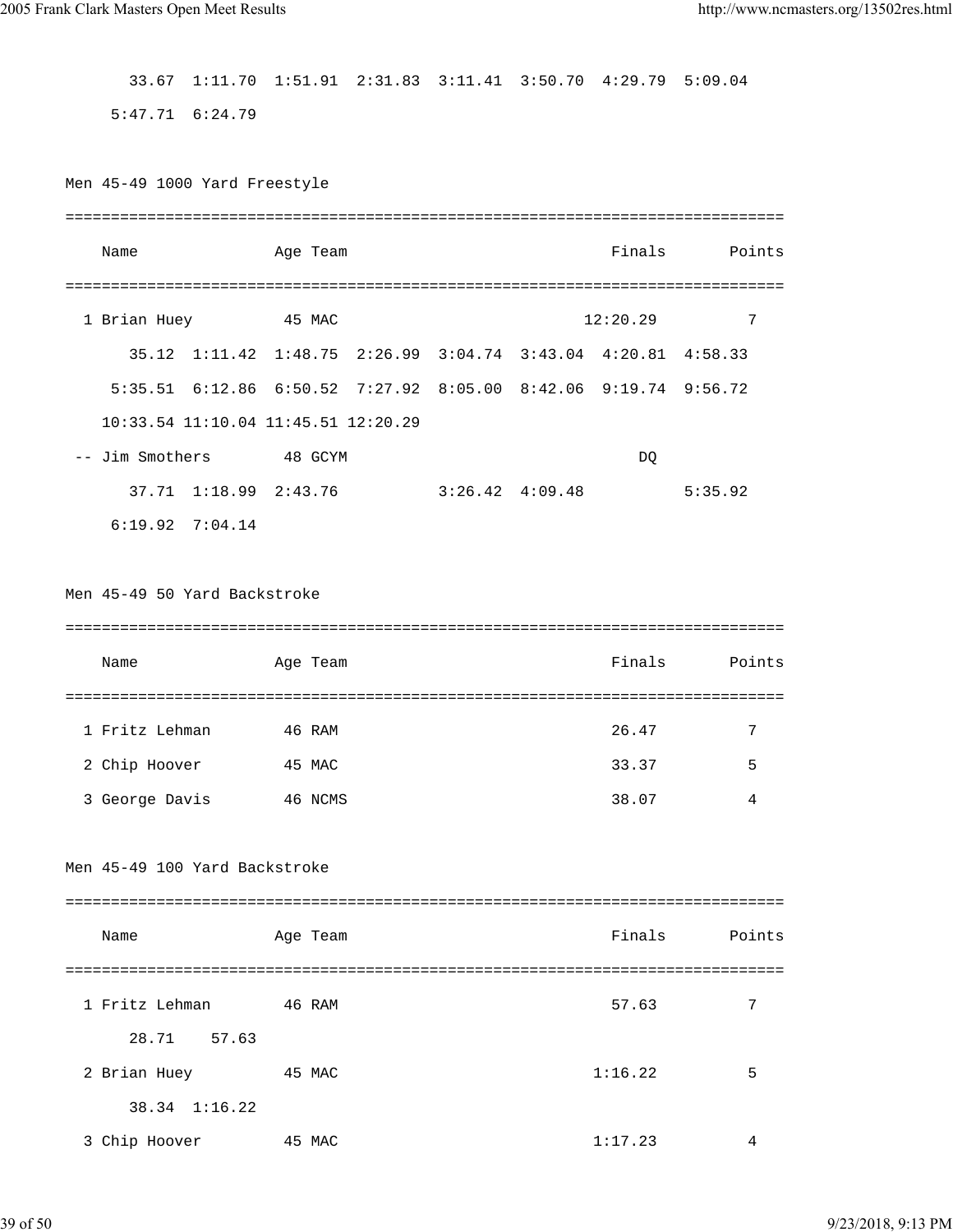```
     33.67  1:11.70  1:51.91  2:31.83  3:11.41  3:50.70  4:29.79  5:09.04
   5:47.71  6:24.79
```

Men 45-49 1000 Yard Freestyle

```
===============================================================================
    Name               Age Team                           Finals       Points
===============================================================================
  1 Brian Huey          45 MAC                          12:20.29          7
     35.12  1:11.42  1:48.75  2:26.99  3:04.74  3:43.04  4:20.81  4:58.33
   5:35.51  6:12.86  6:50.52  7:27.92  8:05.00  8:42.06  9:19.74  9:56.72
  10:33.54 11:10.04 11:45.51 12:20.29
 -- Jim Smothers        48 GCYM                               DQ
     37.71  1:18.99  2:43.76           3:26.42  4:09.48           5:35.92
   6:19.92  7:04.14
```

Men 45-49 50 Yard Backstroke

```
===============================================================================
    Name               Age Team                           Finals       Points
===============================================================================
  1 Fritz Lehman        46 RAM                             26.47          7
  2 Chip Hoover         45 MAC                             33.37          5
  3 George Davis        46 NCMS                            38.07          4
```

Men 45-49 100 Yard Backstroke

```
===============================================================================
    Name               Age Team                           Finals       Points
===============================================================================
  1 Fritz Lehman        46 RAM                             57.63          7
     28.71    57.63
  2 Brian Huey          45 MAC                           1:16.22          5
     38.34  1:16.22
  3 Chip Hoover         45 MAC                           1:17.23          4
```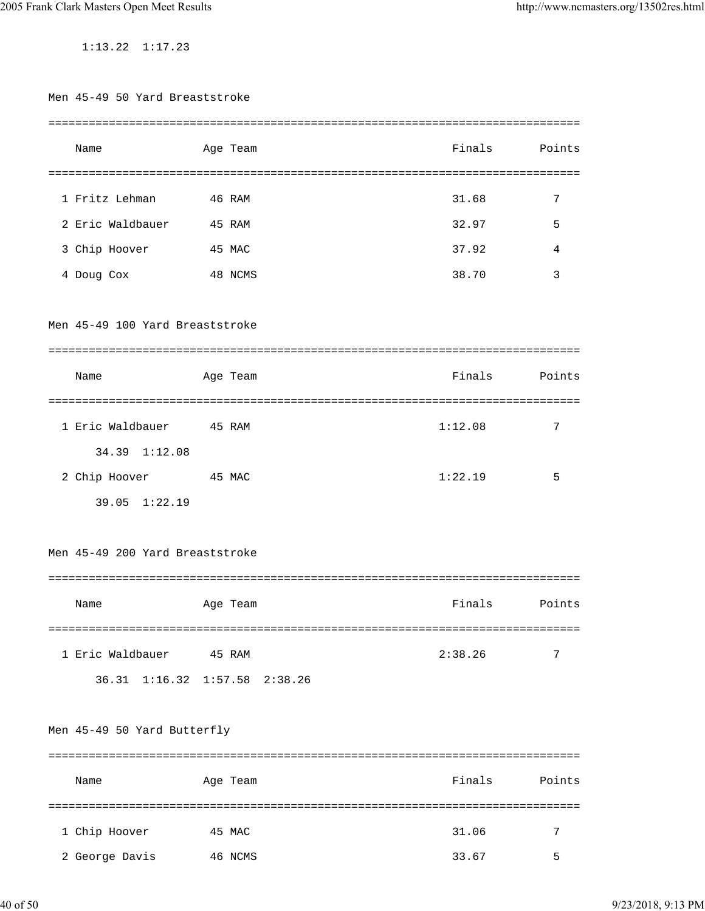1:13.22  1:17.23

## Men 45-49 50 Yard Breaststroke

| Place | Name | Age | Team | Finals | Points |
|---|---|---|---|---|---|
| 1 | Fritz Lehman | 46 | RAM | 31.68 | 7 |
| 2 | Eric Waldbauer | 45 | RAM | 32.97 | 5 |
| 3 | Chip Hoover | 45 | MAC | 37.92 | 4 |
| 4 | Doug Cox | 48 | NCMS | 38.70 | 3 |

## Men 45-49 100 Yard Breaststroke

| Place | Name | Age | Team | Finals | Points |
|---|---|---|---|---|---|
| 1 | Eric Waldbauer | 45 | RAM | 1:12.08 | 7 |
| | 34.39  1:12.08 | | | | |
| 2 | Chip Hoover | 45 | MAC | 1:22.19 | 5 |
| | 39.05  1:22.19 | | | | |

## Men 45-49 200 Yard Breaststroke

| Place | Name | Age | Team | Finals | Points |
|---|---|---|---|---|---|
| 1 | Eric Waldbauer | 45 | RAM | 2:38.26 | 7 |
| | 36.31  1:16.32  1:57.58  2:38.26 | | | | |

## Men 45-49 50 Yard Butterfly

| Place | Name | Age | Team | Finals | Points |
|---|---|---|---|---|---|
| 1 | Chip Hoover | 45 | MAC | 31.06 | 7 |
| 2 | George Davis | 46 | NCMS | 33.67 | 5 |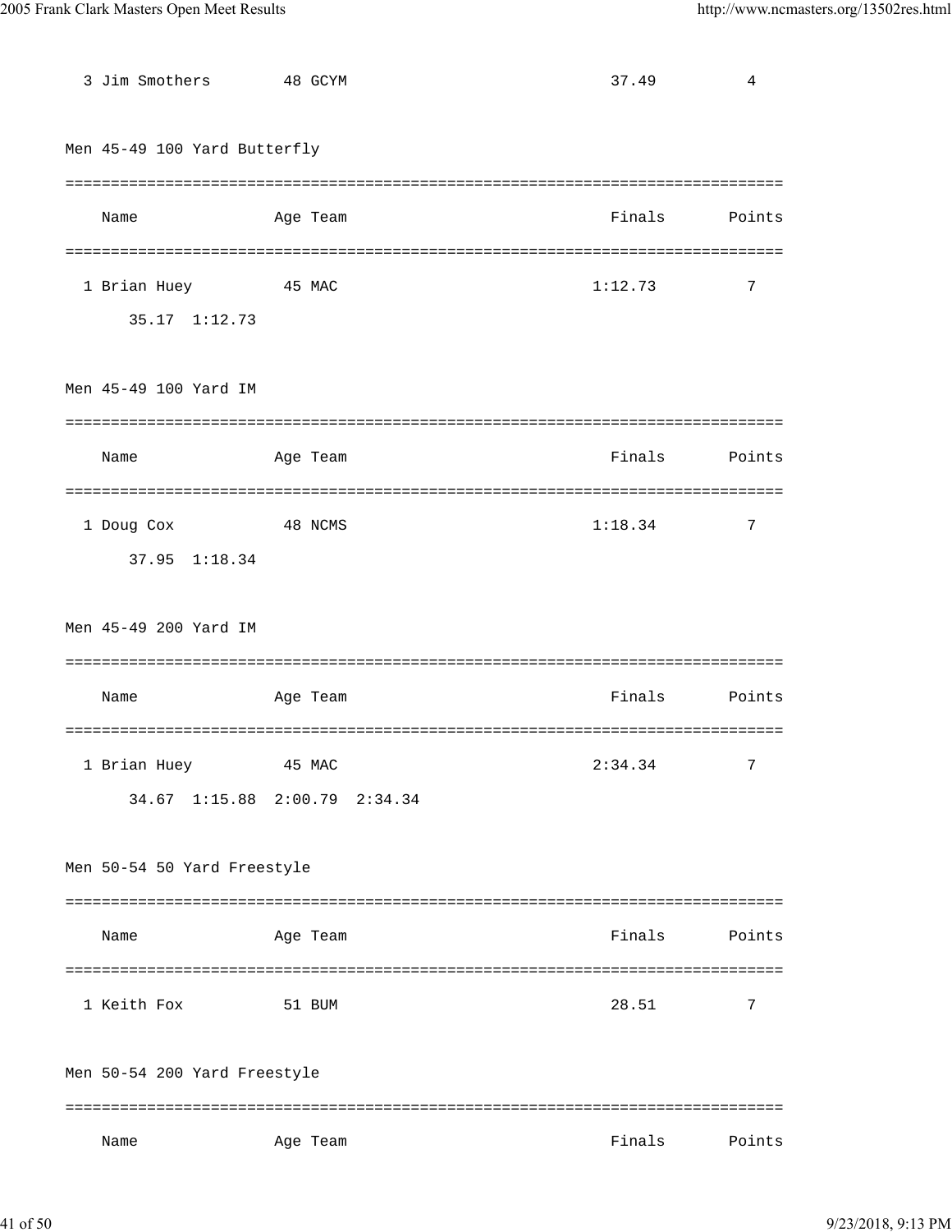| | Name | Age | Team | Finals | Points |
|---|---|---|---|---|---|
| 3 | Jim Smothers | 48 | GCYM | 37.49 | 4 |

Men 45-49 100 Yard Butterfly

| | Name | Age | Team | Finals | Points |
|---|---|---|---|---|---|
| 1 | Brian Huey | 45 | MAC | 1:12.73 | 7 |
| | 35.17 1:12.73 | | | | |

Men 45-49 100 Yard IM

| | Name | Age | Team | Finals | Points |
|---|---|---|---|---|---|
| 1 | Doug Cox | 48 | NCMS | 1:18.34 | 7 |
| | 37.95 1:18.34 | | | | |

Men 45-49 200 Yard IM

| | Name | Age | Team | Finals | Points |
|---|---|---|---|---|---|
| 1 | Brian Huey | 45 | MAC | 2:34.34 | 7 |
| | 34.67 1:15.88 2:00.79 2:34.34 | | | | |

Men 50-54 50 Yard Freestyle

| | Name | Age | Team | Finals | Points |
|---|---|---|---|---|---|
| 1 | Keith Fox | 51 | BUM | 28.51 | 7 |

Men 50-54 200 Yard Freestyle

| | Name | Age | Team | Finals | Points |
|---|---|---|---|---|---|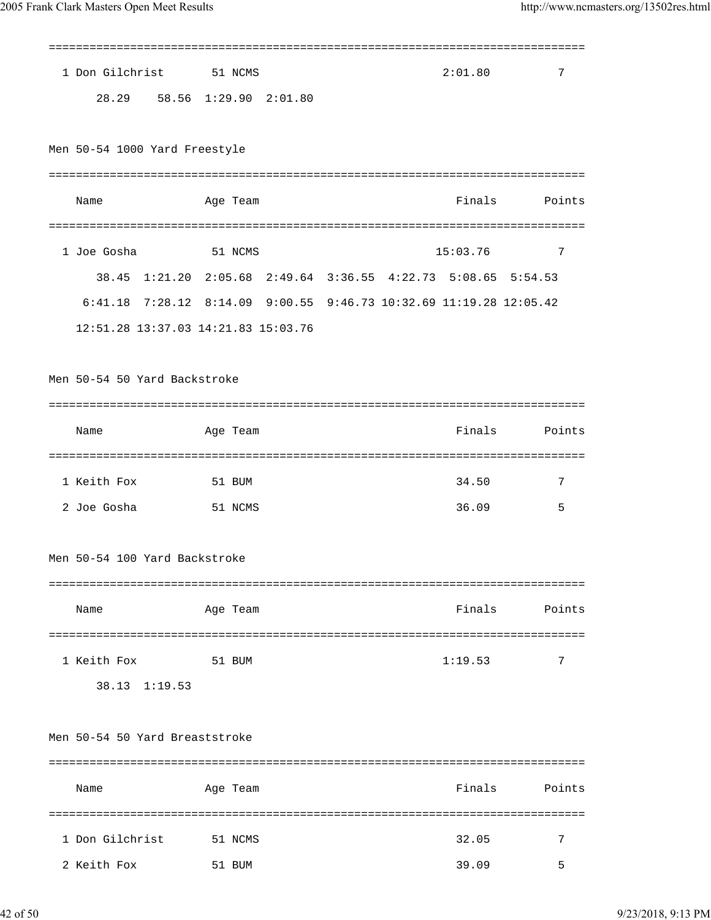| | Name | Age | Team | Finals | Points |
|---|---|---|---|---|---|
| 1 | Don Gilchrist | 51 | NCMS | 2:01.80 | 7 |

28.29    58.56  1:29.90  2:01.80

## Men 50-54 1000 Yard Freestyle

| | Name | Age | Team | Finals | Points |
|---|---|---|---|---|---|
| 1 | Joe Gosha | 51 | NCMS | 15:03.76 | 7 |

38.45  1:21.20  2:05.68  2:49.64  3:36.55  4:22.73  5:08.65  5:54.53
6:41.18  7:28.12  8:14.09  9:00.55  9:46.73 10:32.69 11:19.28 12:05.42
12:51.28 13:37.03 14:21.83 15:03.76

## Men 50-54 50 Yard Backstroke

| | Name | Age | Team | Finals | Points |
|---|---|---|---|---|---|
| 1 | Keith Fox | 51 | BUM | 34.50 | 7 |
| 2 | Joe Gosha | 51 | NCMS | 36.09 | 5 |

## Men 50-54 100 Yard Backstroke

| | Name | Age | Team | Finals | Points |
|---|---|---|---|---|---|
| 1 | Keith Fox | 51 | BUM | 1:19.53 | 7 |

38.13  1:19.53

## Men 50-54 50 Yard Breaststroke

| | Name | Age | Team | Finals | Points |
|---|---|---|---|---|---|
| 1 | Don Gilchrist | 51 | NCMS | 32.05 | 7 |
| 2 | Keith Fox | 51 | BUM | 39.09 | 5 |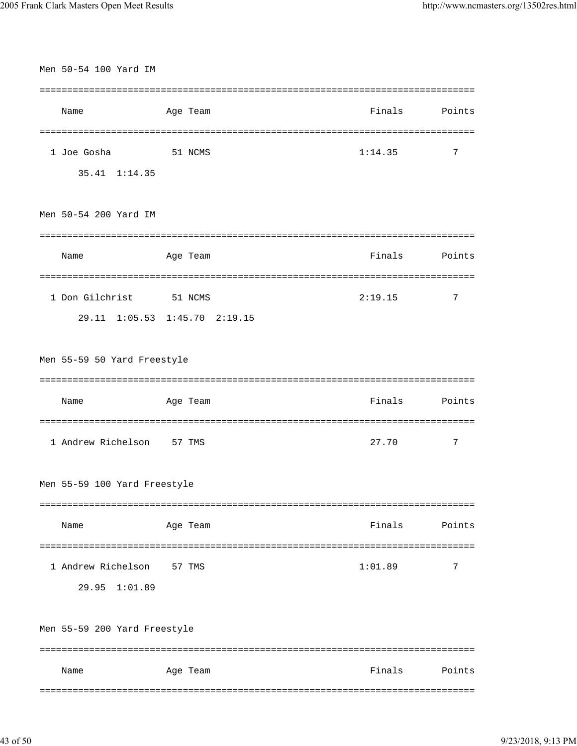### Men 50-54 100 Yard IM

| | Name | Age | Team | Finals | Points |
|---|---|---|---|---|---|
| 1 | Joe Gosha | 51 | NCMS | 1:14.35 | 7 |

35.41 1:14.35

### Men 50-54 200 Yard IM

| | Name | Age | Team | Finals | Points |
|---|---|---|---|---|---|
| 1 | Don Gilchrist | 51 | NCMS | 2:19.15 | 7 |

29.11 1:05.53 1:45.70 2:19.15

### Men 55-59 50 Yard Freestyle

| | Name | Age | Team | Finals | Points |
|---|---|---|---|---|---|
| 1 | Andrew Richelson | 57 | TMS | 27.70 | 7 |

### Men 55-59 100 Yard Freestyle

| | Name | Age | Team | Finals | Points |
|---|---|---|---|---|---|
| 1 | Andrew Richelson | 57 | TMS | 1:01.89 | 7 |

29.95 1:01.89

### Men 55-59 200 Yard Freestyle

| | Name | Age | Team | Finals | Points |
|---|---|---|---|---|---|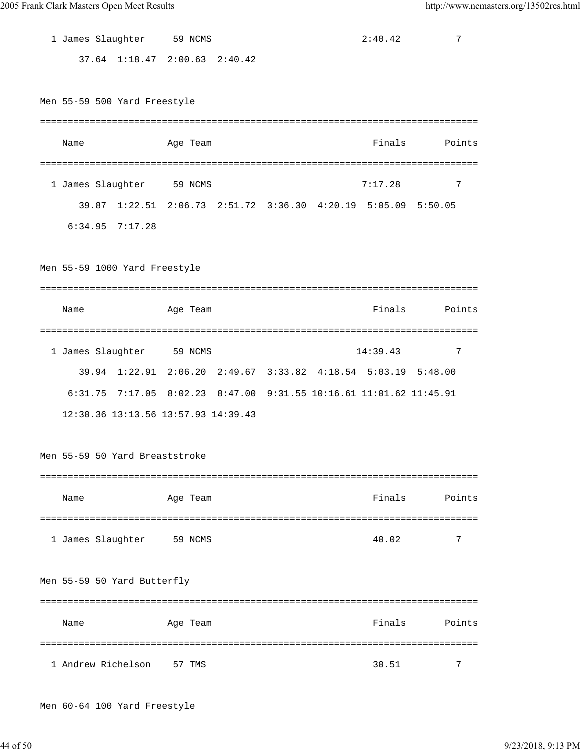1 James Slaughter 59 NCMS 2:40.42 7

37.64 1:18.47 2:00.63 2:40.42

### Men 55-59 500 Yard Freestyle

| | Name | Age | Team | Finals | Points |
|---|---|---|---|---|---|
| 1 | James Slaughter | 59 | NCMS | 7:17.28 | 7 |

39.87 1:22.51 2:06.73 2:51.72 3:36.30 4:20.19 5:05.09 5:50.05
6:34.95 7:17.28

### Men 55-59 1000 Yard Freestyle

| | Name | Age | Team | Finals | Points |
|---|---|---|---|---|---|
| 1 | James Slaughter | 59 | NCMS | 14:39.43 | 7 |

39.94 1:22.91 2:06.20 2:49.67 3:33.82 4:18.54 5:03.19 5:48.00
6:31.75 7:17.05 8:02.23 8:47.00 9:31.55 10:16.61 11:01.62 11:45.91
12:30.36 13:13.56 13:57.93 14:39.43

### Men 55-59 50 Yard Breaststroke

| | Name | Age | Team | Finals | Points |
|---|---|---|---|---|---|
| 1 | James Slaughter | 59 | NCMS | 40.02 | 7 |

### Men 55-59 50 Yard Butterfly

| | Name | Age | Team | Finals | Points |
|---|---|---|---|---|---|
| 1 | Andrew Richelson | 57 | TMS | 30.51 | 7 |

### Men 60-64 100 Yard Freestyle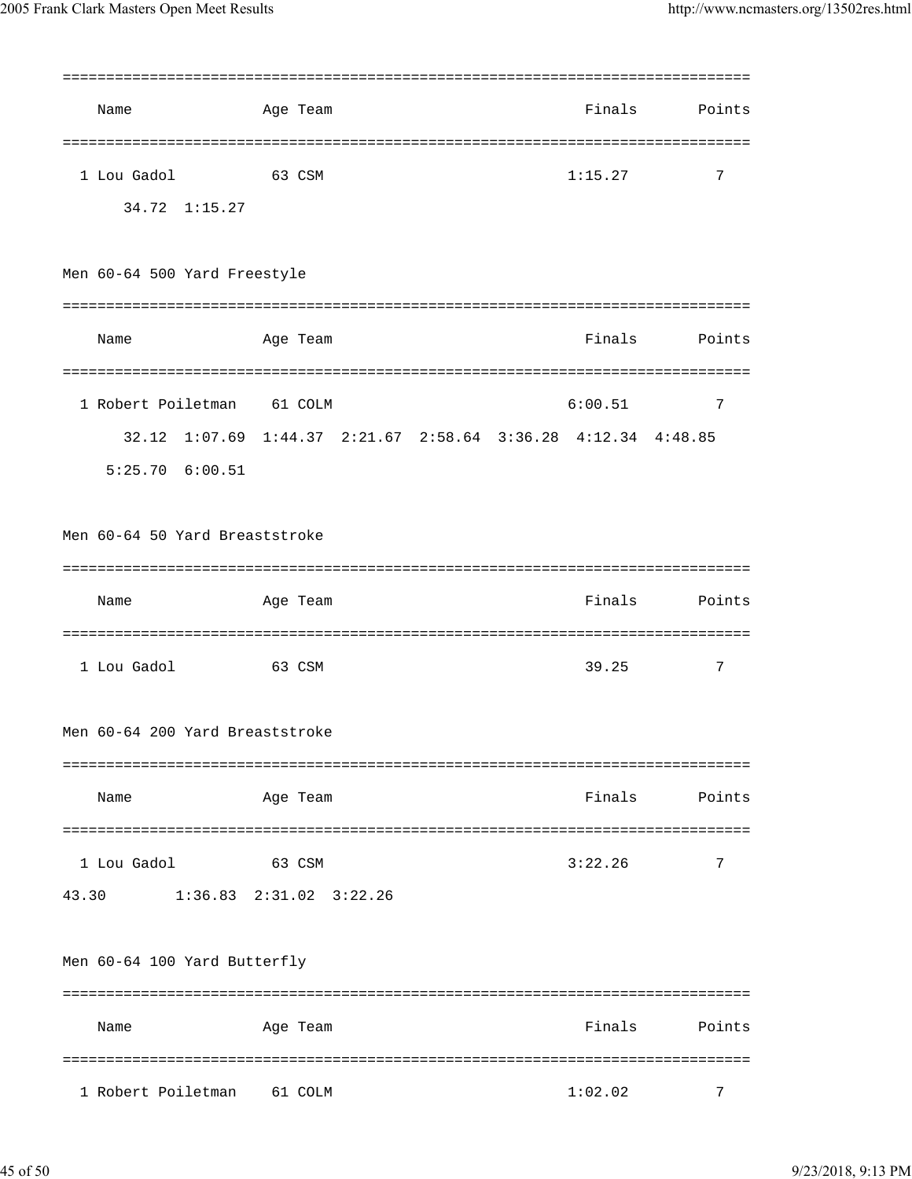| | Name | Age | Team | Finals | Points |
|---|---|---|---|---|---|
| 1 | Lou Gadol | 63 | CSM | 1:15.27 | 7 |

34.72 1:15.27

Men 60-64 500 Yard Freestyle

| | Name | Age | Team | Finals | Points |
|---|---|---|---|---|---|
| 1 | Robert Poiletman | 61 | COLM | 6:00.51 | 7 |

32.12 1:07.69 1:44.37 2:21.67 2:58.64 3:36.28 4:12.34 4:48.85
5:25.70 6:00.51

Men 60-64 50 Yard Breaststroke

| | Name | Age | Team | Finals | Points |
|---|---|---|---|---|---|
| 1 | Lou Gadol | 63 | CSM | 39.25 | 7 |

Men 60-64 200 Yard Breaststroke

| | Name | Age | Team | Finals | Points |
|---|---|---|---|---|---|
| 1 | Lou Gadol | 63 | CSM | 3:22.26 | 7 |

43.30 1:36.83 2:31.02 3:22.26

Men 60-64 100 Yard Butterfly

| | Name | Age | Team | Finals | Points |
|---|---|---|---|---|---|
| 1 | Robert Poiletman | 61 | COLM | 1:02.02 | 7 |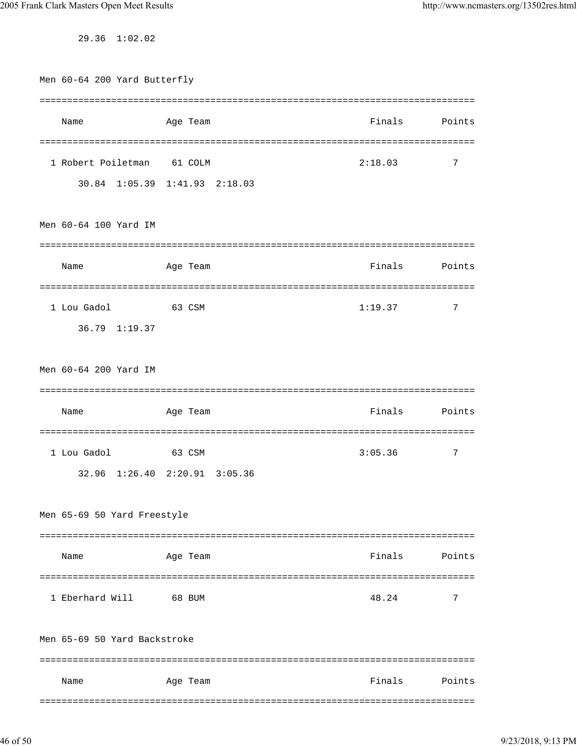29.36  1:02.02

Men 60-64 200 Yard Butterfly

| | Name | Age | Team | Finals | Points |
|---|---|---|---|---|---|
| 1 | Robert Poiletman | 61 | COLM | 2:18.03 | 7 |

30.84  1:05.39  1:41.93  2:18.03

Men 60-64 100 Yard IM

| | Name | Age | Team | Finals | Points |
|---|---|---|---|---|---|
| 1 | Lou Gadol | 63 | CSM | 1:19.37 | 7 |

36.79  1:19.37

Men 60-64 200 Yard IM

| | Name | Age | Team | Finals | Points |
|---|---|---|---|---|---|
| 1 | Lou Gadol | 63 | CSM | 3:05.36 | 7 |

32.96  1:26.40  2:20.91  3:05.36

Men 65-69 50 Yard Freestyle

| | Name | Age | Team | Finals | Points |
|---|---|---|---|---|---|
| 1 | Eberhard Will | 68 | BUM | 48.24 | 7 |

Men 65-69 50 Yard Backstroke

| Name | Age | Team | Finals | Points |
|---|---|---|---|---|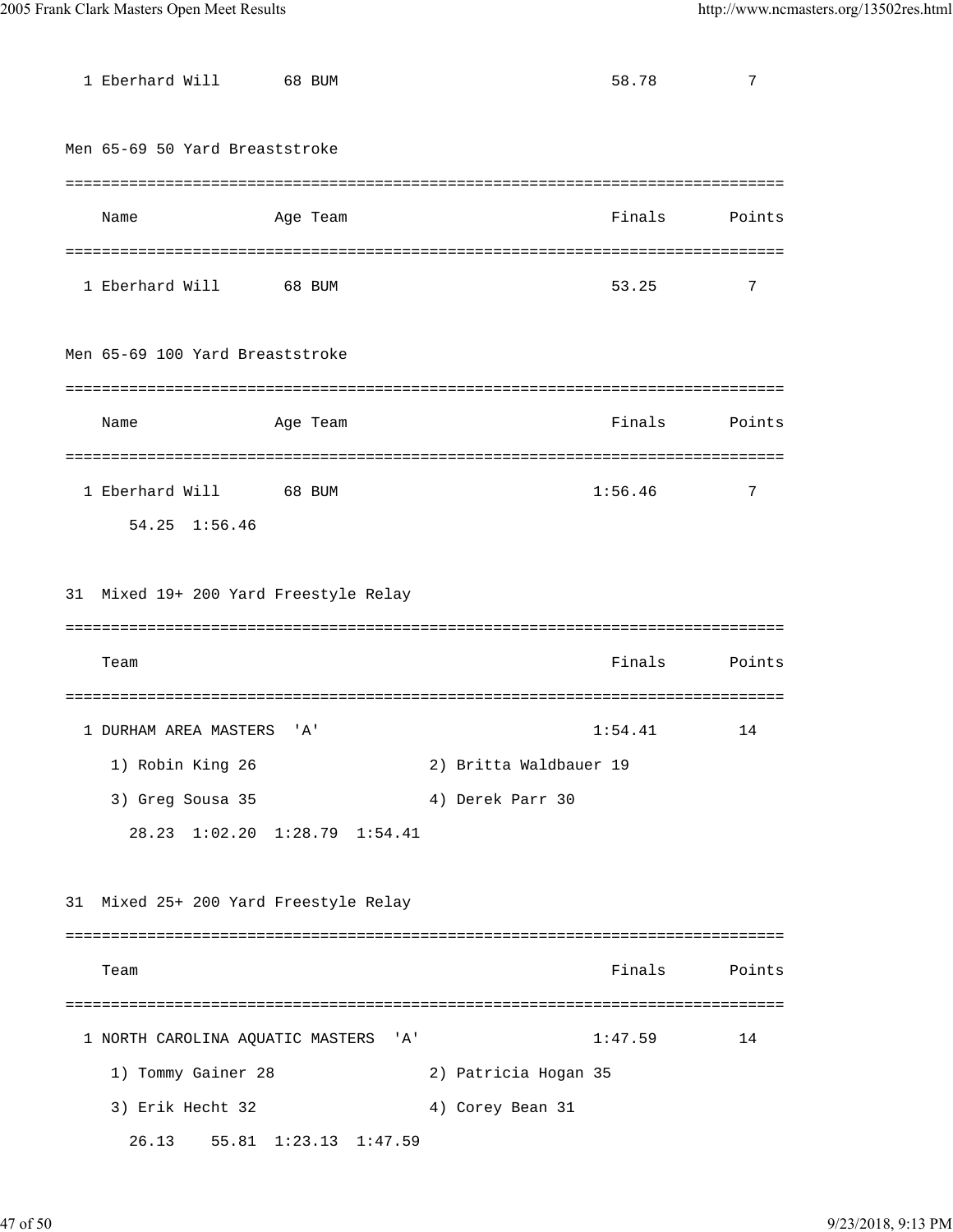| | Name | Age | Team | Finals | Points |
|---|---|---|---|---|---|
| 1 | Eberhard Will | 68 | BUM | 58.78 | 7 |

### Men 65-69 50 Yard Breaststroke

| | Name | Age | Team | Finals | Points |
|---|---|---|---|---|---|
| 1 | Eberhard Will | 68 | BUM | 53.25 | 7 |

### Men 65-69 100 Yard Breaststroke

| | Name | Age | Team | Finals | Points |
|---|---|---|---|---|---|
| 1 | Eberhard Will | 68 | BUM | 1:56.46 | 7 |

54.25 1:56.46

### 31 Mixed 19+ 200 Yard Freestyle Relay

| | Team | Finals | Points |
|---|---|---|---|
| 1 | DURHAM AREA MASTERS 'A' | 1:54.41 | 14 |

1) Robin King 26  2) Britta Waldbauer 19
3) Greg Sousa 35  4) Derek Parr 30

28.23 1:02.20 1:28.79 1:54.41

### 31 Mixed 25+ 200 Yard Freestyle Relay

| | Team | Finals | Points |
|---|---|---|---|
| 1 | NORTH CAROLINA AQUATIC MASTERS 'A' | 1:47.59 | 14 |

1) Tommy Gainer 28  2) Patricia Hogan 35
3) Erik Hecht 32  4) Corey Bean 31

26.13 55.81 1:23.13 1:47.59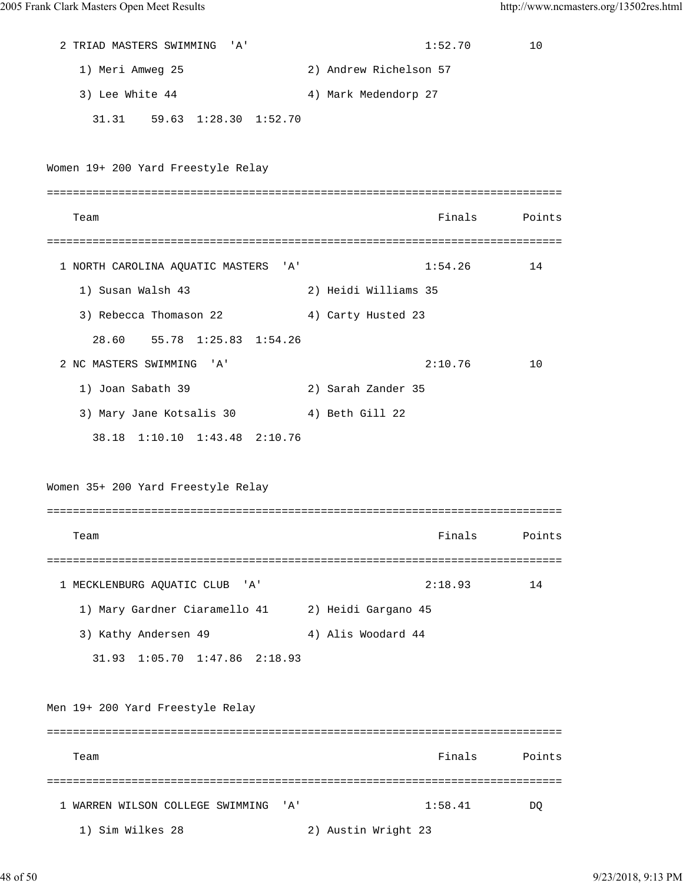```
  2 TRIAD MASTERS SWIMMING  'A'                        1:52.70         10
     1) Meri Amweg 25                  2) Andrew Richelson 57
     3) Lee White 44                   4) Mark Medendorp 27
       31.31    59.63  1:28.30  1:52.70

Women 19+ 200 Yard Freestyle Relay
===============================================================================
    Team                                                  Finals       Points
===============================================================================
  1 NORTH CAROLINA AQUATIC MASTERS  'A'                1:54.26         14
     1) Susan Walsh 43                 2) Heidi Williams 35
     3) Rebecca Thomason 22            4) Carty Husted 23
       28.60    55.78  1:25.83  1:54.26
  2 NC MASTERS SWIMMING  'A'                           2:10.76         10
     1) Joan Sabath 39                 2) Sarah Zander 35
     3) Mary Jane Kotsalis 30          4) Beth Gill 22
       38.18  1:10.10  1:43.48  2:10.76

Women 35+ 200 Yard Freestyle Relay
===============================================================================
    Team                                                  Finals       Points
===============================================================================
  1 MECKLENBURG AQUATIC CLUB  'A'                      2:18.93         14
     1) Mary Gardner Ciaramello 41     2) Heidi Gargano 45
     3) Kathy Andersen 49              4) Alis Woodard 44
       31.93  1:05.70  1:47.86  2:18.93

Men 19+ 200 Yard Freestyle Relay
===============================================================================
    Team                                                  Finals       Points
===============================================================================
  1 WARREN WILSON COLLEGE SWIMMING  'A'                1:58.41         DQ
     1) Sim Wilkes 28                  2) Austin Wright 23
```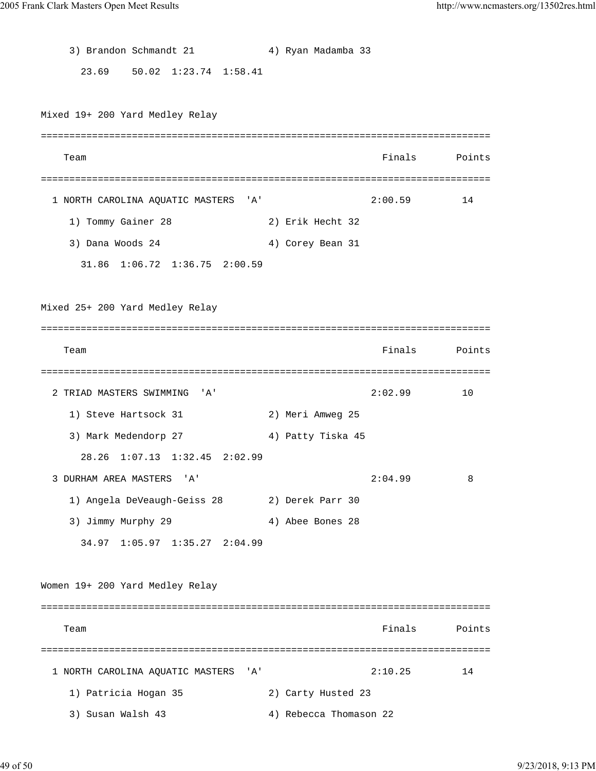3) Brandon Schmandt 21 4) Ryan Madamba 33

23.69 50.02 1:23.74 1:58.41

Mixed 19+ 200 Yard Medley Relay

| | Team | Finals | Points |
|---|---|---|---|
| 1 | NORTH CAROLINA AQUATIC MASTERS 'A' | 2:00.59 | 14 |
| | 1) Tommy Gainer 28 2) Erik Hecht 32 | | |
| | 3) Dana Woods 24 4) Corey Bean 31 | | |
| | 31.86 1:06.72 1:36.75 2:00.59 | | |

Mixed 25+ 200 Yard Medley Relay

| | Team | Finals | Points |
|---|---|---|---|
| 2 | TRIAD MASTERS SWIMMING 'A' | 2:02.99 | 10 |
| | 1) Steve Hartsock 31 2) Meri Amweg 25 | | |
| | 3) Mark Medendorp 27 4) Patty Tiska 45 | | |
| | 28.26 1:07.13 1:32.45 2:02.99 | | |
| 3 | DURHAM AREA MASTERS 'A' | 2:04.99 | 8 |
| | 1) Angela DeVeaugh-Geiss 28 2) Derek Parr 30 | | |
| | 3) Jimmy Murphy 29 4) Abee Bones 28 | | |
| | 34.97 1:05.97 1:35.27 2:04.99 | | |

Women 19+ 200 Yard Medley Relay

| | Team | Finals | Points |
|---|---|---|---|
| 1 | NORTH CAROLINA AQUATIC MASTERS 'A' | 2:10.25 | 14 |
| | 1) Patricia Hogan 35 2) Carty Husted 23 | | |
| | 3) Susan Walsh 43 4) Rebecca Thomason 22 | | |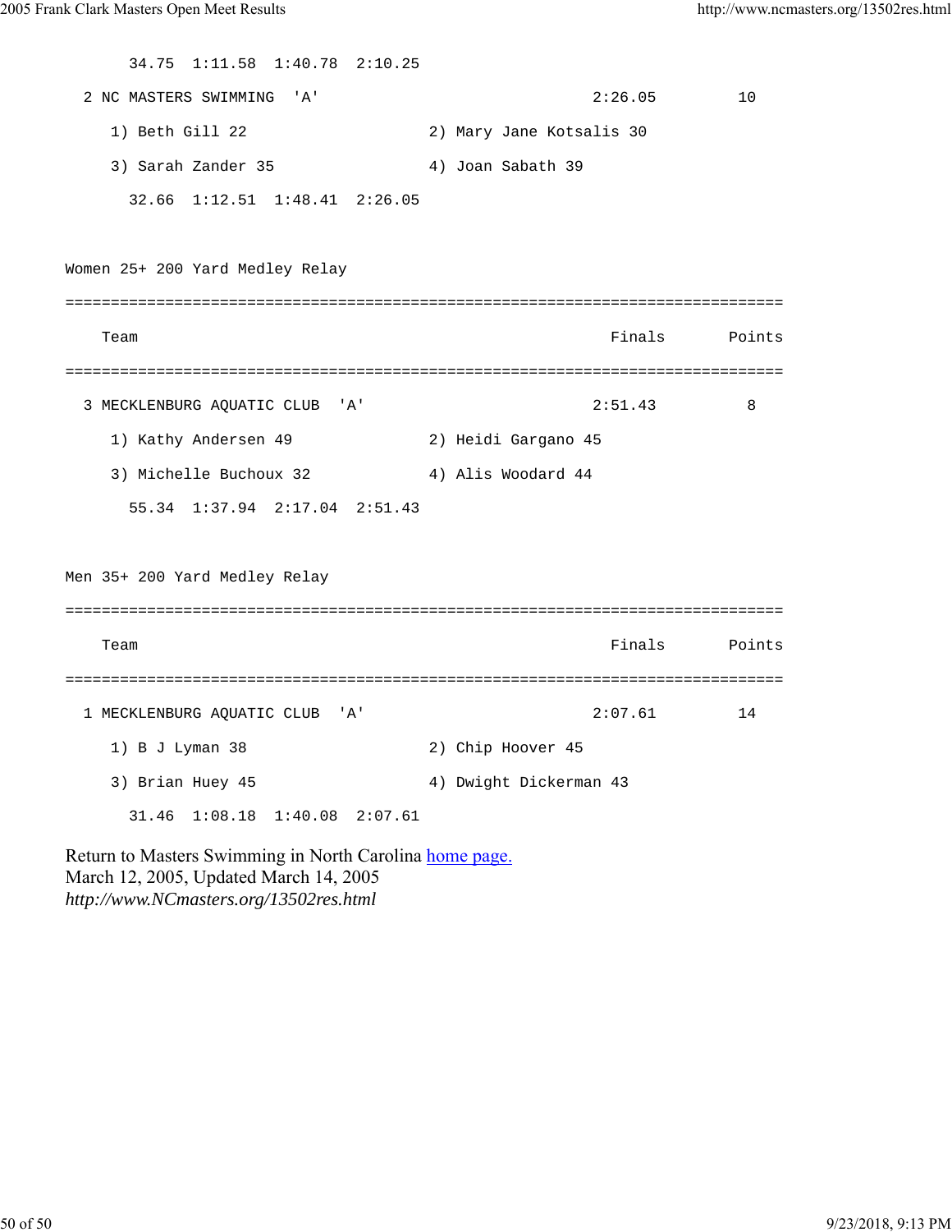```
       34.75  1:11.58  1:40.78  2:10.25
  2 NC MASTERS SWIMMING  'A'                            2:26.05         10
     1) Beth Gill 22                 2) Mary Jane Kotsalis 30
     3) Sarah Zander 35              4) Joan Sabath 39
       32.66  1:12.51  1:48.41  2:26.05
```

```
Women 25+ 200 Yard Medley Relay
===============================================================================
    Team                                                Finals       Points
===============================================================================
  3 MECKLENBURG AQUATIC CLUB  'A'                       2:51.43          8
     1) Kathy Andersen 49            2) Heidi Gargano 45
     3) Michelle Buchoux 32          4) Alis Woodard 44
       55.34  1:37.94  2:17.04  2:51.43
```

```
Men 35+ 200 Yard Medley Relay
===============================================================================
    Team                                                Finals       Points
===============================================================================
  1 MECKLENBURG AQUATIC CLUB  'A'                       2:07.61         14
     1) B J Lyman 38                 2) Chip Hoover 45
     3) Brian Huey 45                4) Dwight Dickerman 43
       31.46  1:08.18  1:40.08  2:07.61
```

Return to Masters Swimming in North Carolina home page.
March 12, 2005, Updated March 14, 2005
*http://www.NCmasters.org/13502res.html*